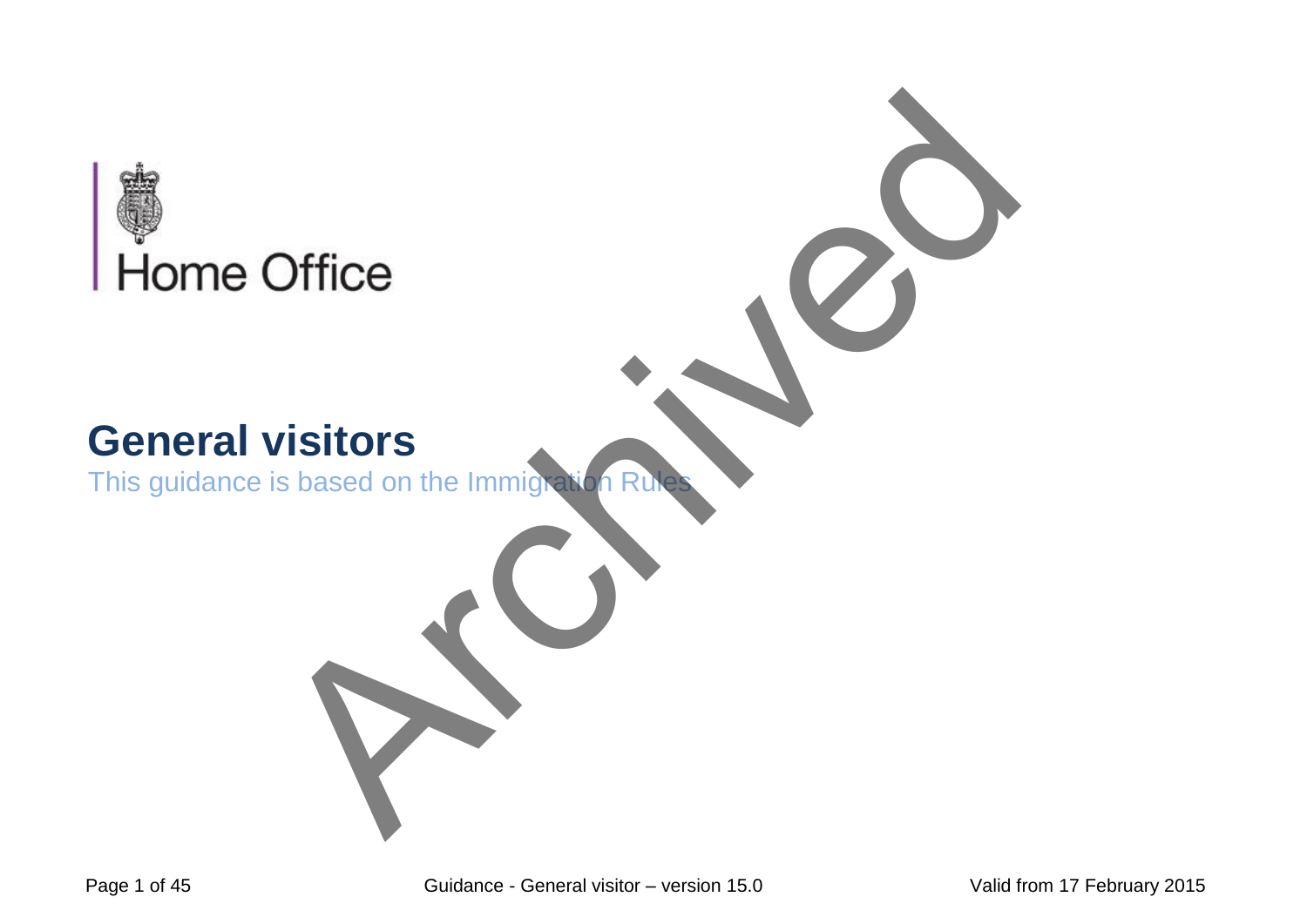Home Office

# General visitors

This guidance is based on the Immigration Rules

Archived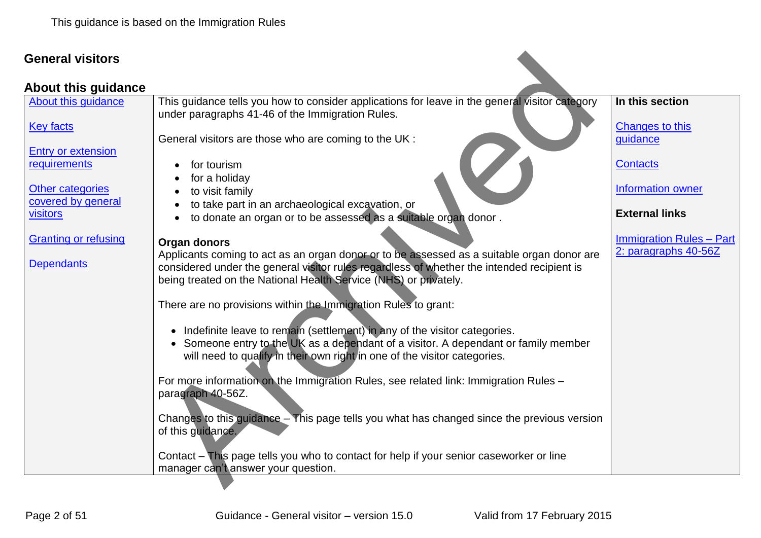This guidance is based on the Immigration Rules

# General visitors

## About this guidance

| | | |
|---|---|---|
| About this guidance<br><br>Key facts<br><br>Entry or extension requirements<br><br>Other categories covered by general visitors<br><br>Granting or refusing<br><br>Dependants | This guidance tells you how to consider applications for leave in the general visitor category under paragraphs 41-46 of the Immigration Rules.<br><br>General visitors are those who are coming to the UK :<br><br>• for tourism<br>• for a holiday<br>• to visit family<br>• to take part in an archaeological excavation, or<br>• to donate an organ or to be assessed as a suitable organ donor .<br><br>**Organ donors**<br>Applicants coming to act as an organ donor or to be assessed as a suitable organ donor are considered under the general visitor rules regardless of whether the intended recipient is being treated on the National Health Service (NHS) or privately.<br><br>There are no provisions within the Immigration Rules to grant:<br><br>• Indefinite leave to remain (settlement) in any of the visitor categories.<br>• Someone entry to the UK as a dependant of a visitor. A dependant or family member will need to qualify in their own right in one of the visitor categories.<br><br>For more information on the Immigration Rules, see related link: Immigration Rules – paragraph 40-56Z.<br><br>Changes to this guidance – This page tells you what has changed since the previous version of this guidance.<br><br>Contact – This page tells you who to contact for help if your senior caseworker or line manager can't answer your question. | **In this section**<br><br>Changes to this guidance<br><br>Contacts<br><br>Information owner<br><br>**External links**<br><br>Immigration Rules – Part 2: paragraphs 40-56Z |

Archived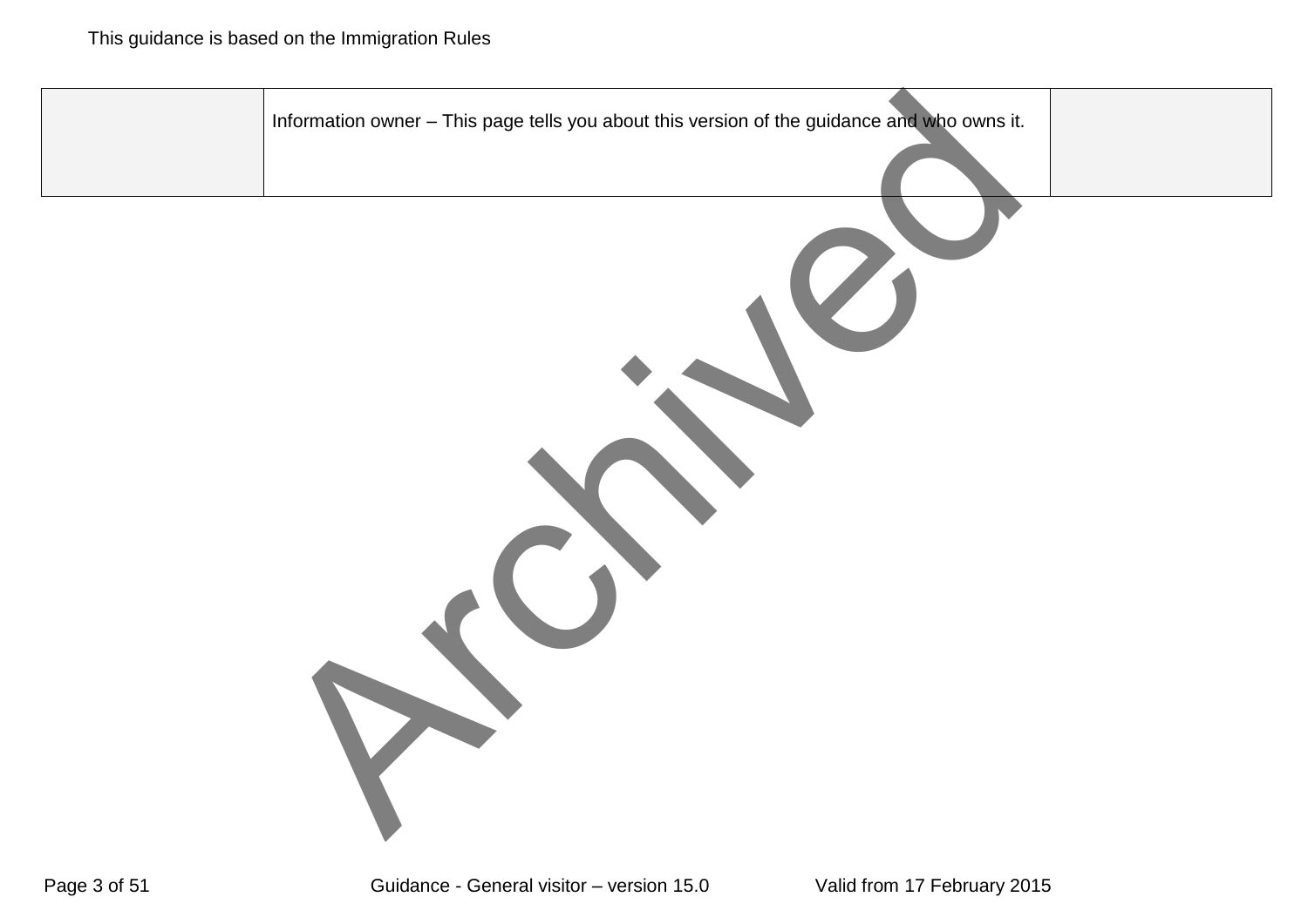| | Information owner – This page tells you about this version of the guidance and who owns it. | |
|---|---|---|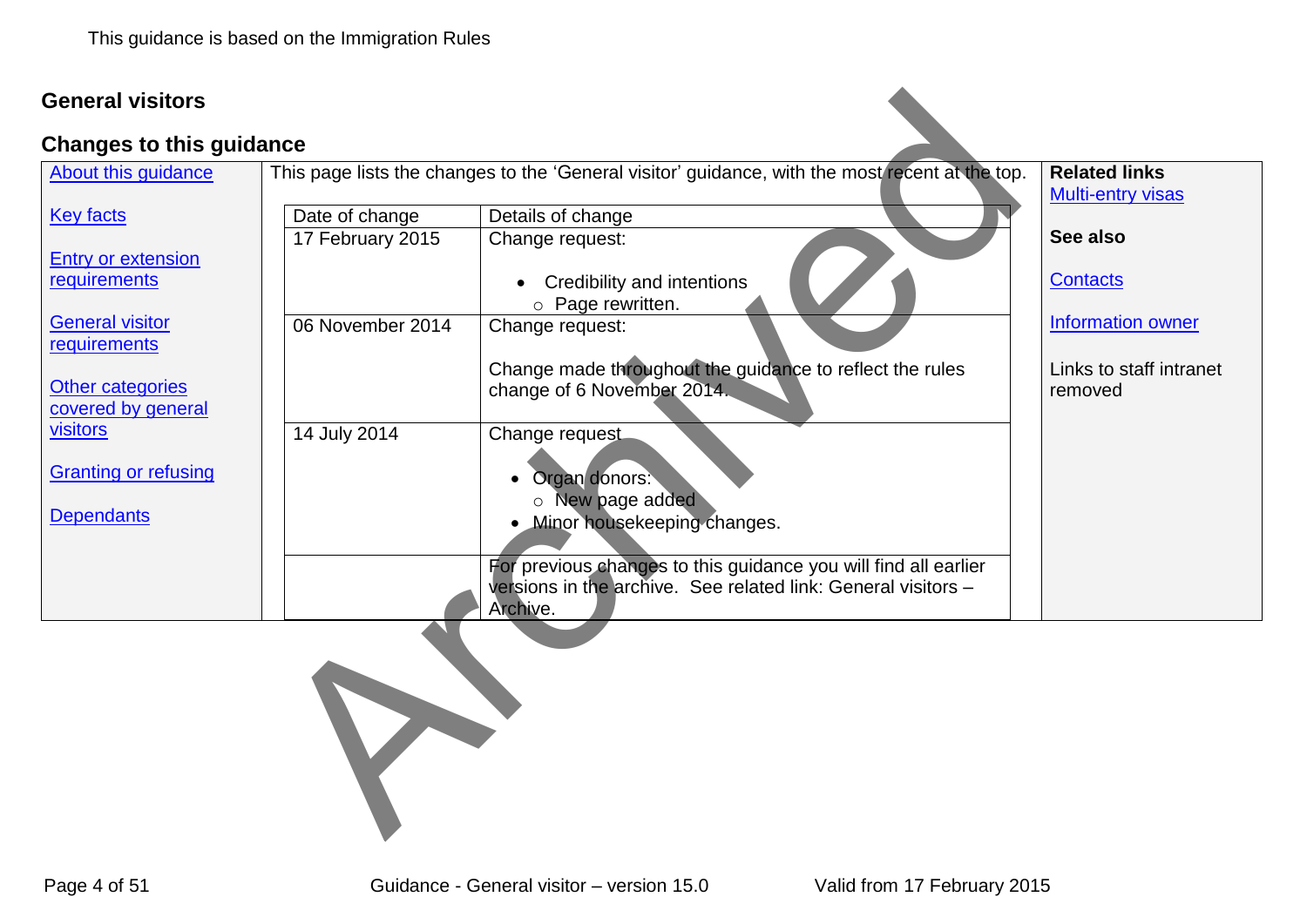This guidance is based on the Immigration Rules

## General visitors

### Changes to this guidance

About this guidance

Key facts

Entry or extension requirements

General visitor requirements

Other categories covered by general visitors

Granting or refusing

Dependants

This page lists the changes to the 'General visitor' guidance, with the most recent at the top.

| Date of change | Details of change |
|---|---|
| 17 February 2015 | Change request:<br>• Credibility and intentions<br>  ○ Page rewritten. |
| 06 November 2014 | Change request:<br>Change made throughout the guidance to reflect the rules change of 6 November 2014. |
| 14 July 2014 | Change request<br>• Organ donors:<br>  ○ New page added<br>• Minor housekeeping changes. |
| | For previous changes to this guidance you will find all earlier versions in the archive. See related link: General visitors – Archive. |

**Related links**

Multi-entry visas

**See also**

Contacts

Information owner

Links to staff intranet removed

Archived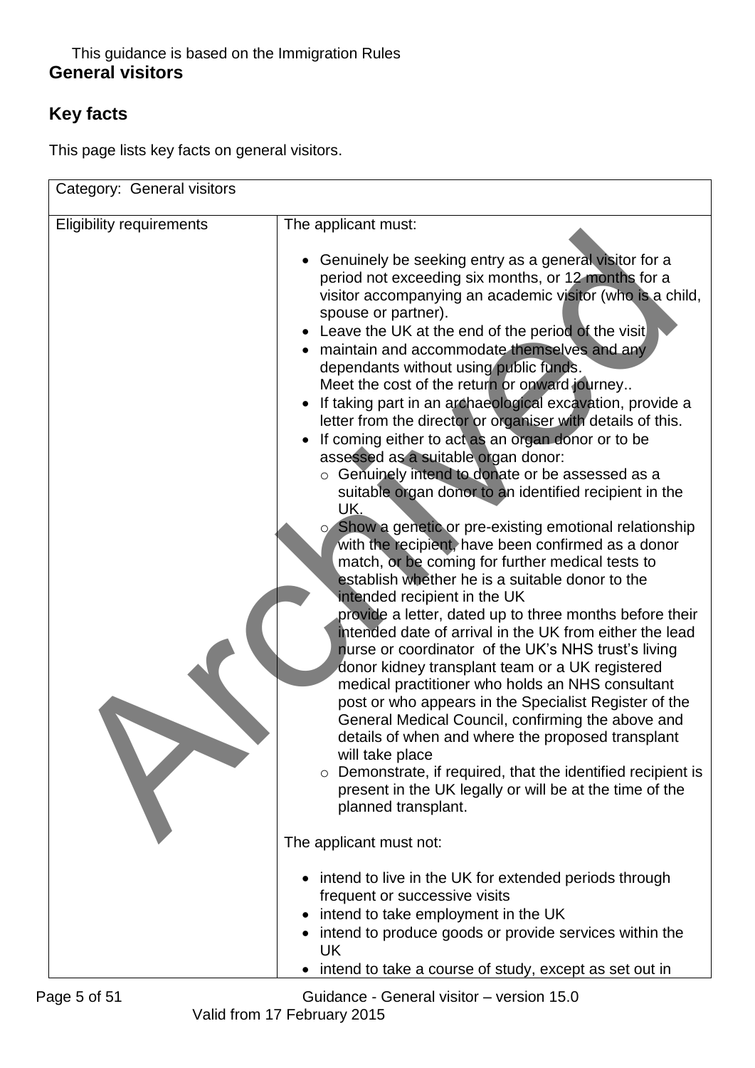This guidance is based on the Immigration Rules

# General visitors

## Key facts

This page lists key facts on general visitors.

| Category: General visitors | |
|---|---|
| Eligibility requirements | The applicant must:<br><br>• Genuinely be seeking entry as a general visitor for a period not exceeding six months, or 12 months for a visitor accompanying an academic visitor (who is a child, spouse or partner).<br>• Leave the UK at the end of the period of the visit<br>• maintain and accommodate themselves and any dependants without using public funds.<br>Meet the cost of the return or onward journey..<br>• If taking part in an archaeological excavation, provide a letter from the director or organiser with details of this.<br>• If coming either to act as an organ donor or to be assessed as a suitable organ donor:<br>&nbsp;&nbsp;o Genuinely intend to donate or be assessed as a suitable organ donor to an identified recipient in the UK.<br>&nbsp;&nbsp;o Show a genetic or pre-existing emotional relationship with the recipient, have been confirmed as a donor match, or be coming for further medical tests to establish whether he is a suitable donor to the intended recipient in the UK<br>&nbsp;&nbsp;provide a letter, dated up to three months before their intended date of arrival in the UK from either the lead nurse or coordinator of the UK's NHS trust's living donor kidney transplant team or a UK registered medical practitioner who holds an NHS consultant post or who appears in the Specialist Register of the General Medical Council, confirming the above and details of when and where the proposed transplant will take place<br>&nbsp;&nbsp;o Demonstrate, if required, that the identified recipient is present in the UK legally or will be at the time of the planned transplant.<br><br>The applicant must not:<br><br>• intend to live in the UK for extended periods through frequent or successive visits<br>• intend to take employment in the UK<br>• intend to produce goods or provide services within the UK<br>• intend to take a course of study, except as set out in |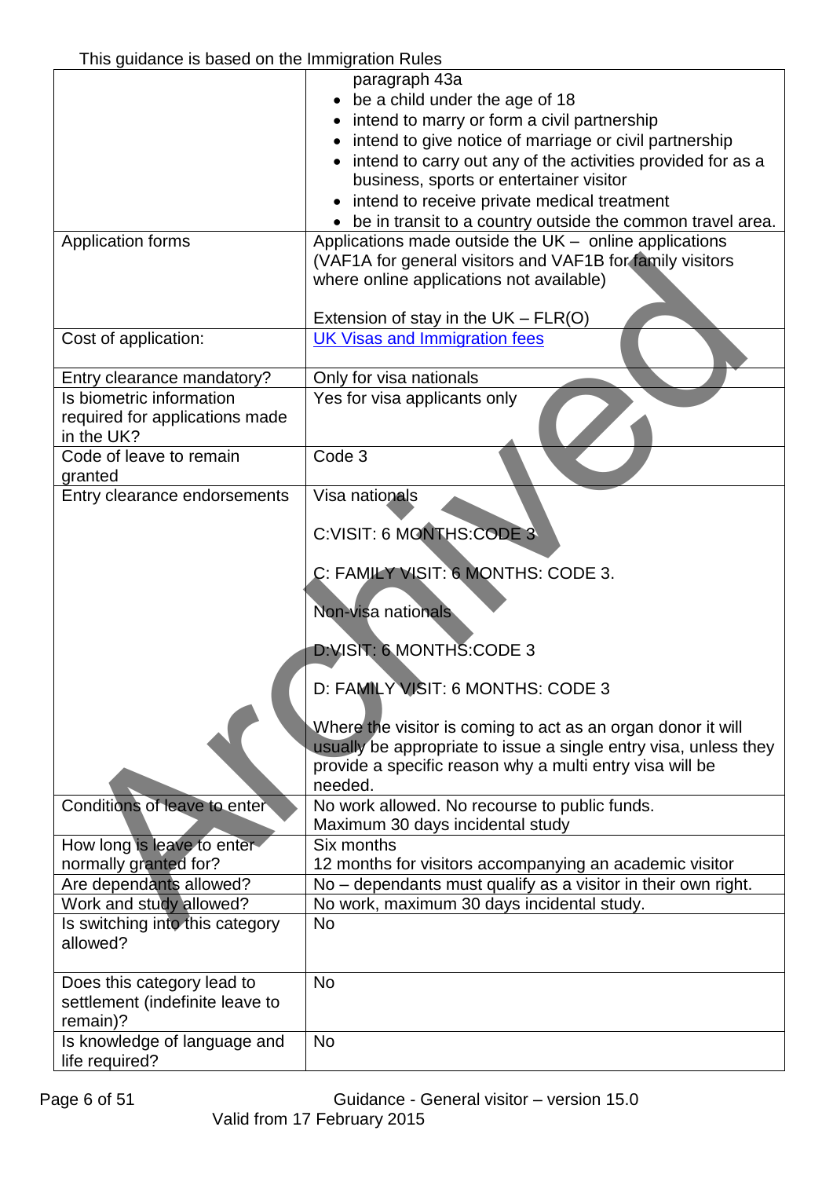This guidance is based on the Immigration Rules

| | |
|---|---|
| | paragraph 43a<br>• be a child under the age of 18<br>• intend to marry or form a civil partnership<br>• intend to give notice of marriage or civil partnership<br>• intend to carry out any of the activities provided for as a business, sports or entertainer visitor<br>• intend to receive private medical treatment<br>• be in transit to a country outside the common travel area. |
| Application forms | Applications made outside the UK – online applications (VAF1A for general visitors and VAF1B for family visitors where online applications not available)<br><br>Extension of stay in the UK – FLR(O) |
| Cost of application: | [UK Visas and Immigration fees]() |
| Entry clearance mandatory? | Only for visa nationals |
| Is biometric information required for applications made in the UK? | Yes for visa applicants only |
| Code of leave to remain granted | Code 3 |
| Entry clearance endorsements | Visa nationals<br><br>C:VISIT: 6 MONTHS:CODE 3<br><br>C: FAMILY VISIT: 6 MONTHS: CODE 3.<br><br>Non-visa nationals<br><br>D:VISIT: 6 MONTHS:CODE 3<br><br>D: FAMILY VISIT: 6 MONTHS: CODE 3<br><br>Where the visitor is coming to act as an organ donor it will usually be appropriate to issue a single entry visa, unless they provide a specific reason why a multi entry visa will be needed. |
| Conditions of leave to enter | No work allowed. No recourse to public funds. Maximum 30 days incidental study |
| How long is leave to enter normally granted for? | Six months<br>12 months for visitors accompanying an academic visitor |
| Are dependants allowed? | No – dependants must qualify as a visitor in their own right. |
| Work and study allowed? | No work, maximum 30 days incidental study. |
| Is switching into this category allowed? | No |
| Does this category lead to settlement (indefinite leave to remain)? | No |
| Is knowledge of language and life required? | No |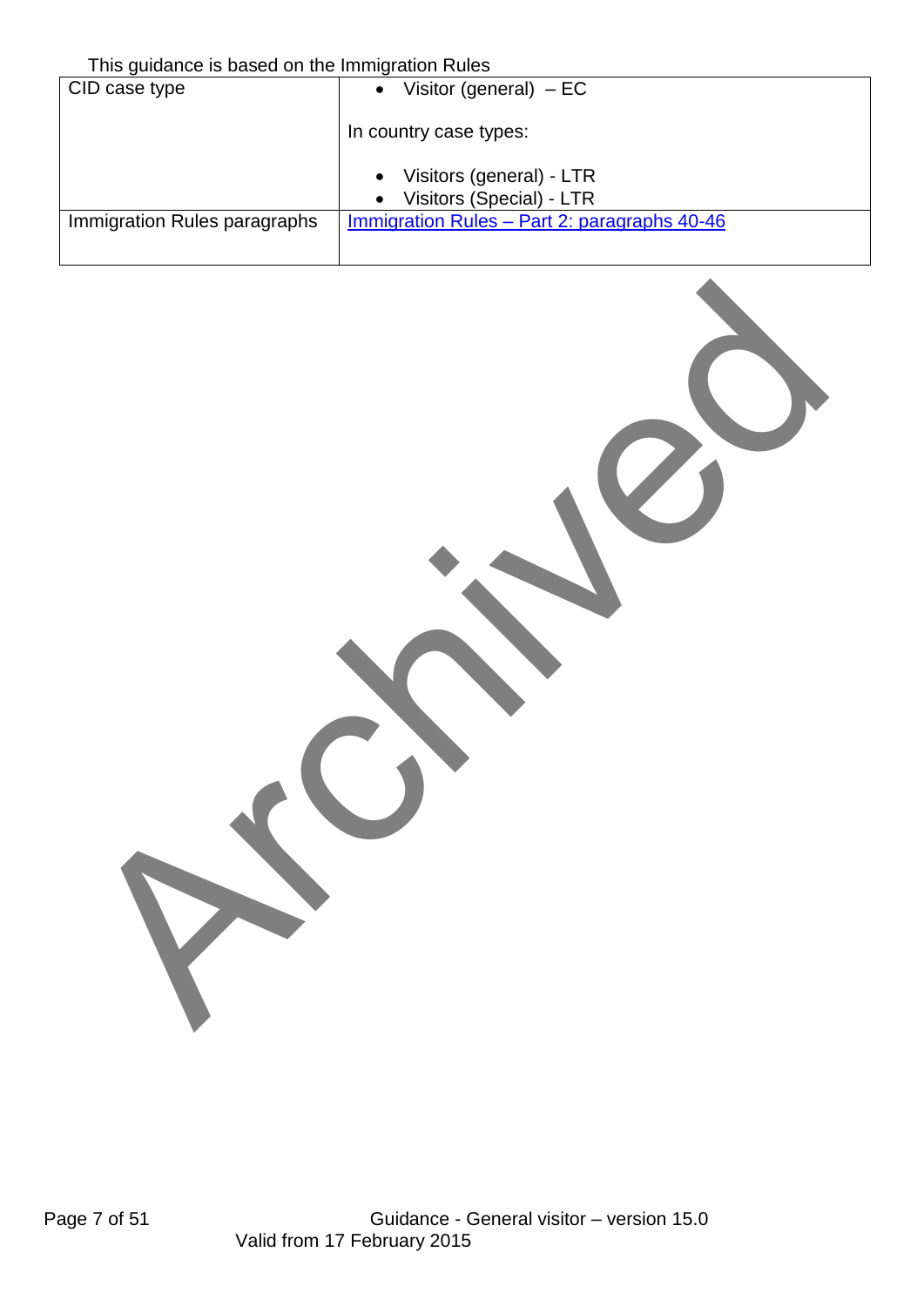This guidance is based on the Immigration Rules

| CID case type | • Visitor (general) – EC<br><br>In country case types:<br><br>• Visitors (general) - LTR<br>• Visitors (Special) - LTR |
| --- | --- |
| Immigration Rules paragraphs | [Immigration Rules – Part 2: paragraphs 40-46]() |

Archived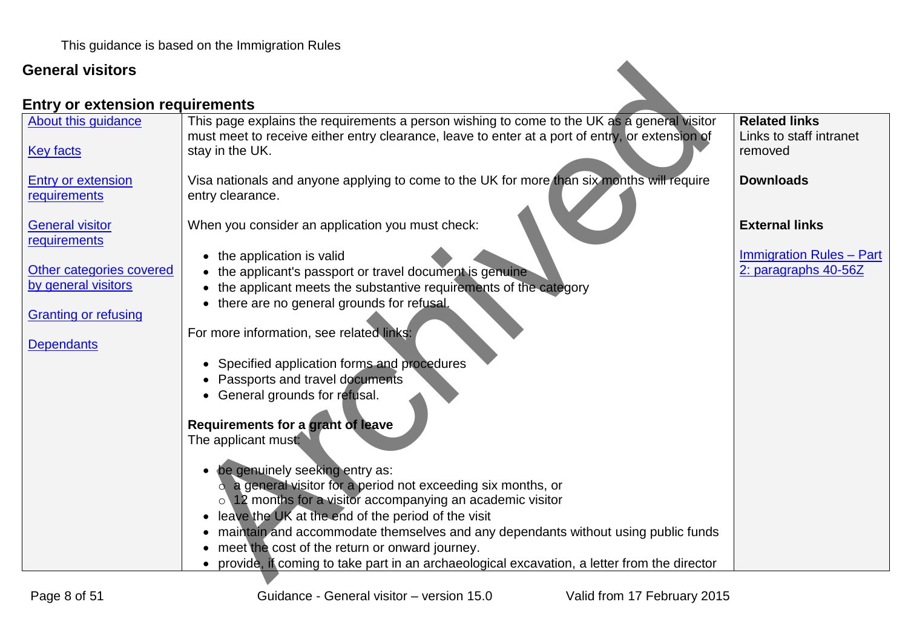This guidance is based on the Immigration Rules

## General visitors

### Entry or extension requirements

About this guidance

Key facts

Entry or extension requirements

General visitor requirements

Other categories covered by general visitors

Granting or refusing

Dependants

This page explains the requirements a person wishing to come to the UK as a general visitor must meet to receive either entry clearance, leave to enter at a port of entry, or extension of stay in the UK.

Visa nationals and anyone applying to come to the UK for more than six months will require entry clearance.

When you consider an application you must check:

- the application is valid
- the applicant's passport or travel document is genuine
- the applicant meets the substantive requirements of the category
- there are no general grounds for refusal.

For more information, see related links:

- Specified application forms and procedures
- Passports and travel documents
- General grounds for refusal.

**Requirements for a grant of leave**

The applicant must:

- be genuinely seeking entry as:
  - a general visitor for a period not exceeding six months, or
  - 12 months for a visitor accompanying an academic visitor
- leave the UK at the end of the period of the visit
- maintain and accommodate themselves and any dependants without using public funds
- meet the cost of the return or onward journey.
- provide, if coming to take part in an archaeological excavation, a letter from the director

**Related links**

Links to staff intranet removed

**Downloads**

**External links**

Immigration Rules – Part 2: paragraphs 40-56Z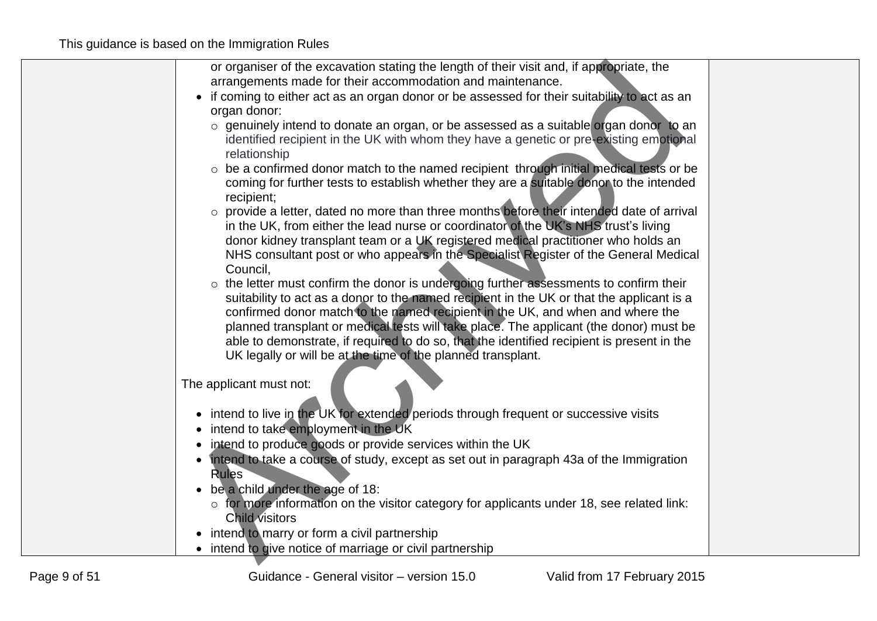or organiser of the excavation stating the length of their visit and, if appropriate, the arrangements made for their accommodation and maintenance.

- if coming to either act as an organ donor or be assessed for their suitability to act as an organ donor:
  - genuinely intend to donate an organ, or be assessed as a suitable organ donor to an identified recipient in the UK with whom they have a genetic or pre-existing emotional relationship
  - be a confirmed donor match to the named recipient through initial medical tests or be coming for further tests to establish whether they are a suitable donor to the intended recipient;
  - provide a letter, dated no more than three months before their intended date of arrival in the UK, from either the lead nurse or coordinator of the UK's NHS trust's living donor kidney transplant team or a UK registered medical practitioner who holds an NHS consultant post or who appears in the Specialist Register of the General Medical Council,
  - the letter must confirm the donor is undergoing further assessments to confirm their suitability to act as a donor to the named recipient in the UK or that the applicant is a confirmed donor match to the named recipient in the UK, and when and where the planned transplant or medical tests will take place. The applicant (the donor) must be able to demonstrate, if required to do so, that the identified recipient is present in the UK legally or will be at the time of the planned transplant.

The applicant must not:

- intend to live in the UK for extended periods through frequent or successive visits
- intend to take employment in the UK
- intend to produce goods or provide services within the UK
- intend to take a course of study, except as set out in paragraph 43a of the Immigration Rules
- be a child under the age of 18:
  - for more information on the visitor category for applicants under 18, see related link: Child visitors
- intend to marry or form a civil partnership
- intend to give notice of marriage or civil partnership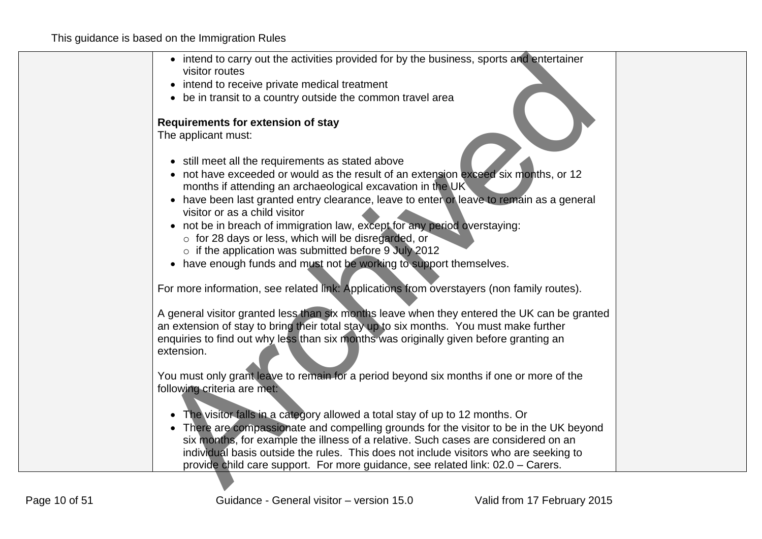- intend to carry out the activities provided for by the business, sports and entertainer visitor routes
- intend to receive private medical treatment
- be in transit to a country outside the common travel area

**Requirements for extension of stay**
The applicant must:

- still meet all the requirements as stated above
- not have exceeded or would as the result of an extension exceed six months, or 12 months if attending an archaeological excavation in the UK
- have been last granted entry clearance, leave to enter or leave to remain as a general visitor or as a child visitor
- not be in breach of immigration law, except for any period overstaying:
  - for 28 days or less, which will be disregarded, or
  - if the application was submitted before 9 July 2012
- have enough funds and must not be working to support themselves.

For more information, see related link: Applications from overstayers (non family routes).

A general visitor granted less than six months leave when they entered the UK can be granted an extension of stay to bring their total stay up to six months. You must make further enquiries to find out why less than six months was originally given before granting an extension.

You must only grant leave to remain for a period beyond six months if one or more of the following criteria are met:

- The visitor falls in a category allowed a total stay of up to 12 months. Or
- There are compassionate and compelling grounds for the visitor to be in the UK beyond six months, for example the illness of a relative. Such cases are considered on an individual basis outside the rules. This does not include visitors who are seeking to provide child care support. For more guidance, see related link: 02.0 – Carers.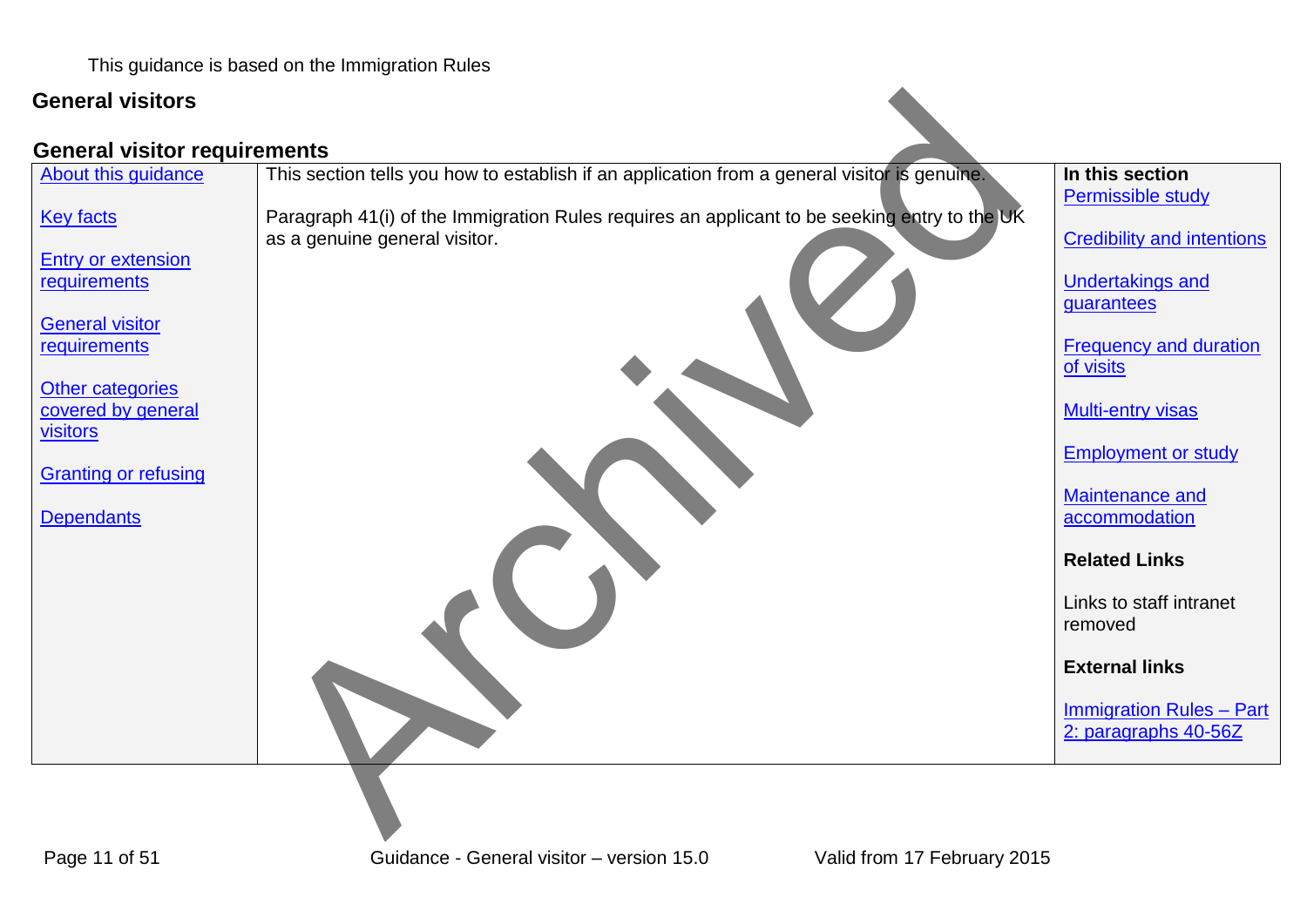This guidance is based on the Immigration Rules

# General visitors

## General visitor requirements

| | | |
|---|---|---|
| About this guidance<br><br>Key facts<br><br>Entry or extension requirements<br><br>General visitor requirements<br><br>Other categories covered by general visitors<br><br>Granting or refusing<br><br>Dependants | This section tells you how to establish if an application from a general visitor is genuine.<br><br>Paragraph 41(i) of the Immigration Rules requires an applicant to be seeking entry to the UK as a genuine general visitor. | **In this section**<br>Permissible study<br><br>Credibility and intentions<br><br>Undertakings and guarantees<br><br>Frequency and duration of visits<br><br>Multi-entry visas<br><br>Employment or study<br><br>Maintenance and accommodation<br><br>**Related Links**<br><br>Links to staff intranet removed<br><br>**External links**<br><br>Immigration Rules – Part 2: paragraphs 40-56Z |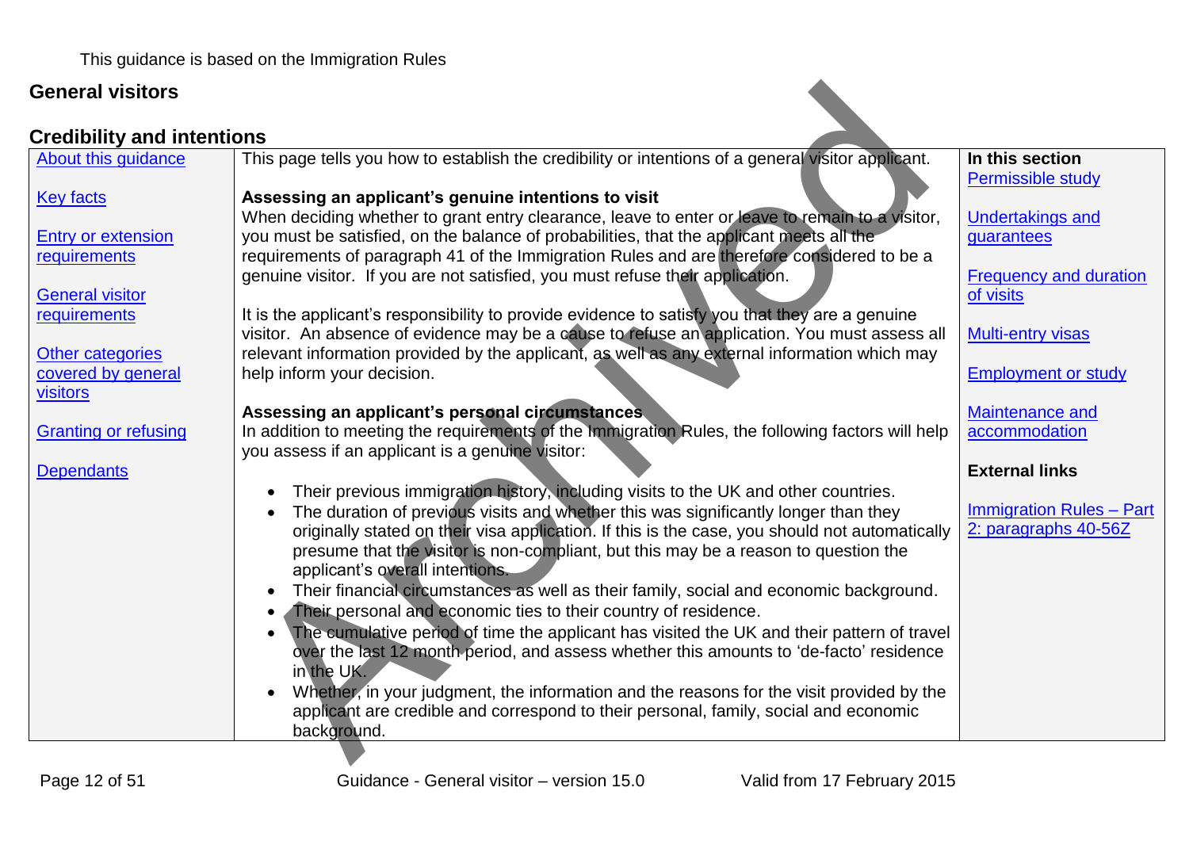This guidance is based on the Immigration Rules

# General visitors

## Credibility and intentions

| | | |
|---|---|---|
| About this guidance<br><br>Key facts<br><br>Entry or extension requirements<br><br>General visitor requirements<br><br>Other categories covered by general visitors<br><br>Granting or refusing<br><br>Dependants | This page tells you how to establish the credibility or intentions of a general visitor applicant.<br><br>**Assessing an applicant's genuine intentions to visit**<br>When deciding whether to grant entry clearance, leave to enter or leave to remain to a visitor, you must be satisfied, on the balance of probabilities, that the applicant meets all the requirements of paragraph 41 of the Immigration Rules and are therefore considered to be a genuine visitor. If you are not satisfied, you must refuse their application.<br><br>It is the applicant's responsibility to provide evidence to satisfy you that they are a genuine visitor. An absence of evidence may be a cause to refuse an application. You must assess all relevant information provided by the applicant, as well as any external information which may help inform your decision.<br><br>**Assessing an applicant's personal circumstances**<br>In addition to meeting the requirements of the Immigration Rules, the following factors will help you assess if an applicant is a genuine visitor:<br><br>• Their previous immigration history, including visits to the UK and other countries.<br>• The duration of previous visits and whether this was significantly longer than they originally stated on their visa application. If this is the case, you should not automatically presume that the visitor is non-compliant, but this may be a reason to question the applicant's overall intentions.<br>• Their financial circumstances as well as their family, social and economic background.<br>• Their personal and economic ties to their country of residence.<br>• The cumulative period of time the applicant has visited the UK and their pattern of travel over the last 12 month period, and assess whether this amounts to 'de-facto' residence in the UK.<br>• Whether, in your judgment, the information and the reasons for the visit provided by the applicant are credible and correspond to their personal, family, social and economic background. | **In this section**<br>Permissible study<br><br>Undertakings and guarantees<br><br>Frequency and duration of visits<br><br>Multi-entry visas<br><br>Employment or study<br><br>Maintenance and accommodation<br><br>**External links**<br><br>Immigration Rules – Part 2: paragraphs 40-56Z |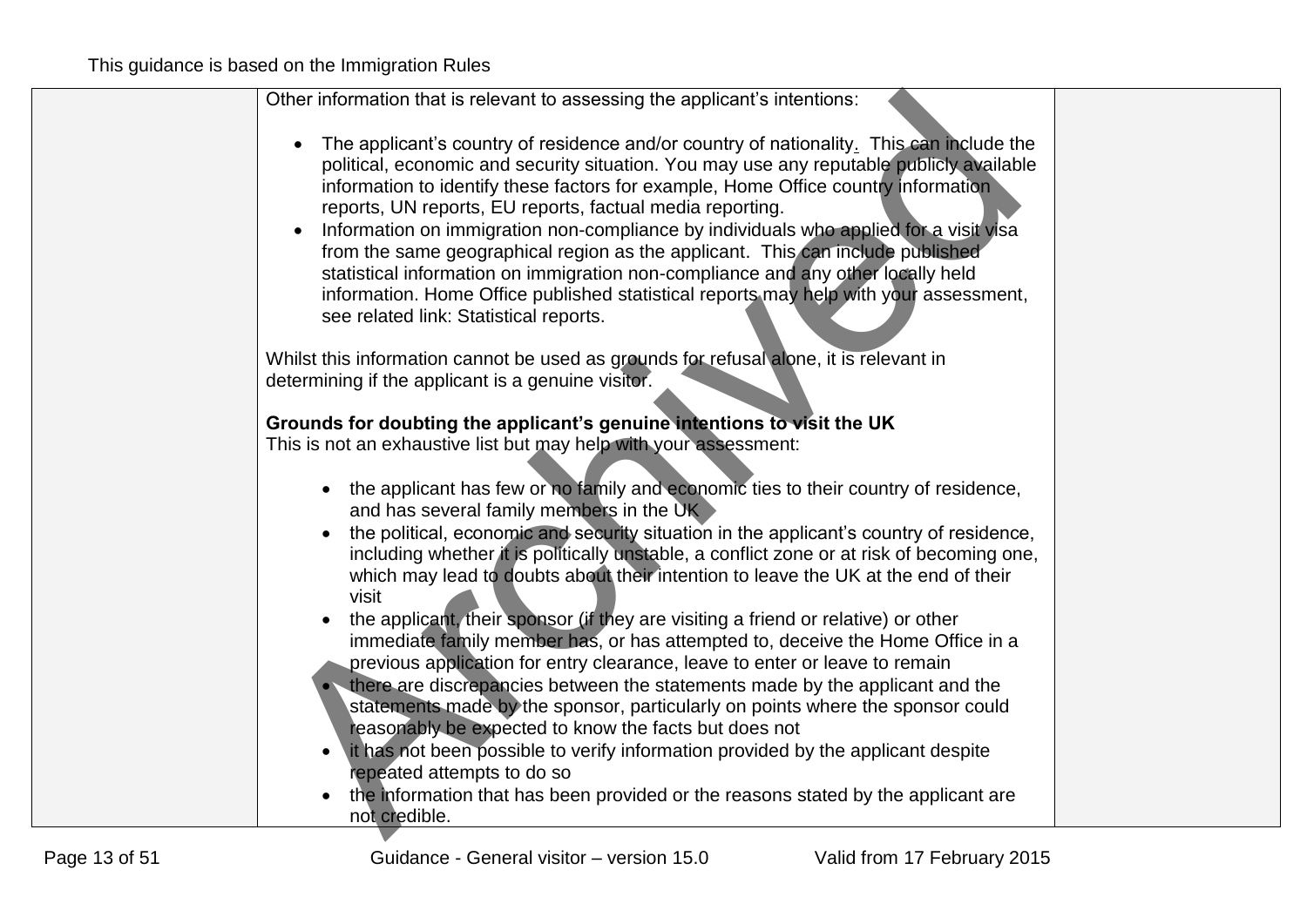Other information that is relevant to assessing the applicant's intentions:

- The applicant's country of residence and/or country of nationality. This can include the political, economic and security situation. You may use any reputable publicly available information to identify these factors for example, Home Office country information reports, UN reports, EU reports, factual media reporting.
- Information on immigration non-compliance by individuals who applied for a visit visa from the same geographical region as the applicant. This can include published statistical information on immigration non-compliance and any other locally held information. Home Office published statistical reports may help with your assessment, see related link: Statistical reports.

Whilst this information cannot be used as grounds for refusal alone, it is relevant in determining if the applicant is a genuine visitor.

**Grounds for doubting the applicant's genuine intentions to visit the UK**

This is not an exhaustive list but may help with your assessment:

- the applicant has few or no family and economic ties to their country of residence, and has several family members in the UK
- the political, economic and security situation in the applicant's country of residence, including whether it is politically unstable, a conflict zone or at risk of becoming one, which may lead to doubts about their intention to leave the UK at the end of their visit
- the applicant, their sponsor (if they are visiting a friend or relative) or other immediate family member has, or has attempted to, deceive the Home Office in a previous application for entry clearance, leave to enter or leave to remain
- there are discrepancies between the statements made by the applicant and the statements made by the sponsor, particularly on points where the sponsor could reasonably be expected to know the facts but does not
- it has not been possible to verify information provided by the applicant despite repeated attempts to do so
- the information that has been provided or the reasons stated by the applicant are not credible.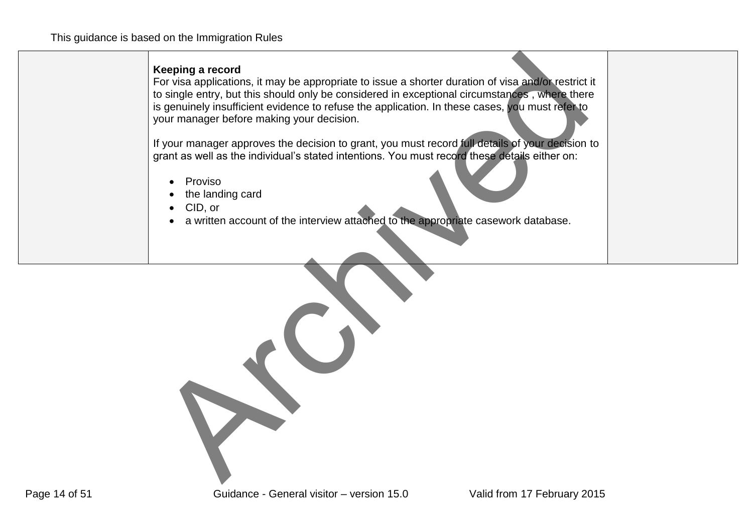**Keeping a record**

For visa applications, it may be appropriate to issue a shorter duration of visa and/or restrict it to single entry, but this should only be considered in exceptional circumstances , where there is genuinely insufficient evidence to refuse the application. In these cases, you must refer to your manager before making your decision.

If your manager approves the decision to grant, you must record full details of your decision to grant as well as the individual's stated intentions. You must record these details either on:

- Proviso
- the landing card
- CID, or
- a written account of the interview attached to the appropriate casework database.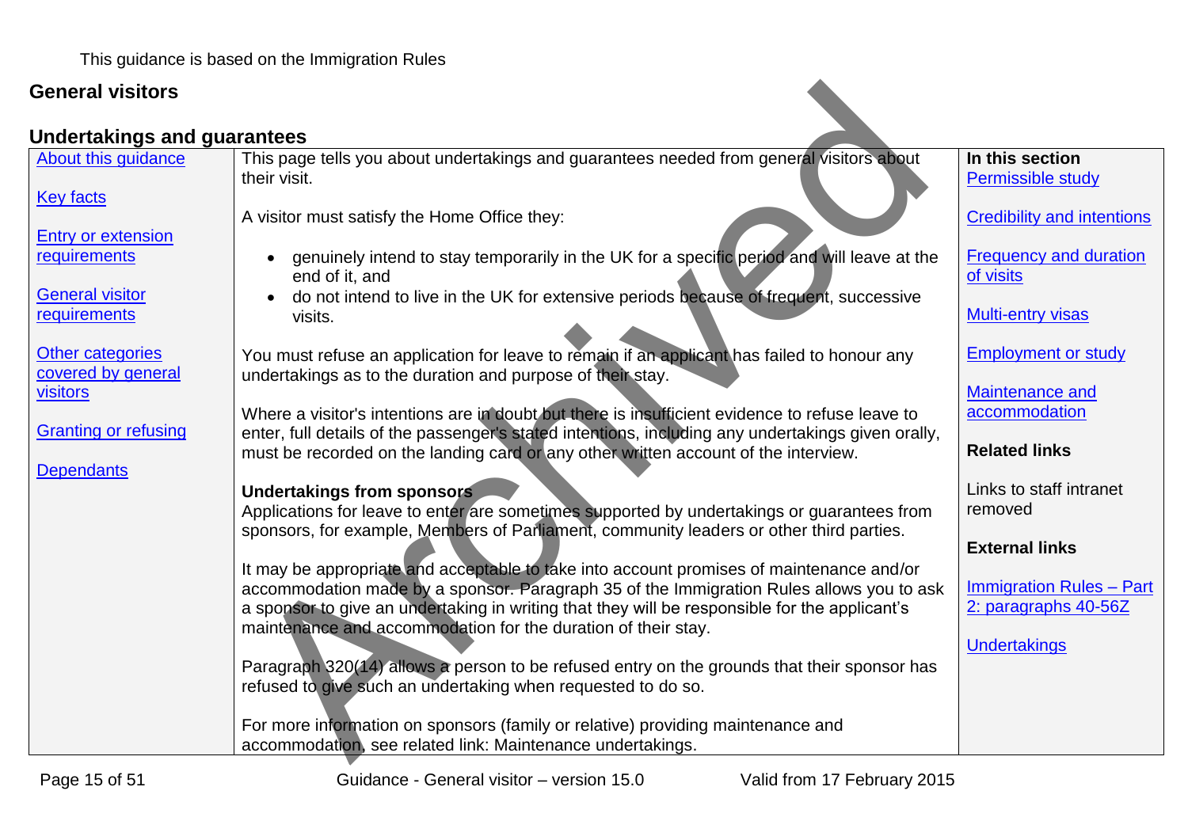This guidance is based on the Immigration Rules

## General visitors

### Undertakings and guarantees

About this guidance

Key facts

Entry or extension requirements

General visitor requirements

Other categories covered by general visitors

Granting or refusing

Dependants

This page tells you about undertakings and guarantees needed from general visitors about their visit.

A visitor must satisfy the Home Office they:

- genuinely intend to stay temporarily in the UK for a specific period and will leave at the end of it, and
- do not intend to live in the UK for extensive periods because of frequent, successive visits.

You must refuse an application for leave to remain if an applicant has failed to honour any undertakings as to the duration and purpose of their stay.

Where a visitor's intentions are in doubt but there is insufficient evidence to refuse leave to enter, full details of the passenger's stated intentions, including any undertakings given orally, must be recorded on the landing card or any other written account of the interview.

**Undertakings from sponsors**

Applications for leave to enter are sometimes supported by undertakings or guarantees from sponsors, for example, Members of Parliament, community leaders or other third parties.

It may be appropriate and acceptable to take into account promises of maintenance and/or accommodation made by a sponsor. Paragraph 35 of the Immigration Rules allows you to ask a sponsor to give an undertaking in writing that they will be responsible for the applicant's maintenance and accommodation for the duration of their stay.

Paragraph 320(14) allows a person to be refused entry on the grounds that their sponsor has refused to give such an undertaking when requested to do so.

For more information on sponsors (family or relative) providing maintenance and accommodation, see related link: Maintenance undertakings.

**In this section**

Permissible study

Credibility and intentions

Frequency and duration of visits

Multi-entry visas

Employment or study

Maintenance and accommodation

**Related links**

Links to staff intranet removed

**External links**

Immigration Rules – Part 2: paragraphs 40-56Z

Undertakings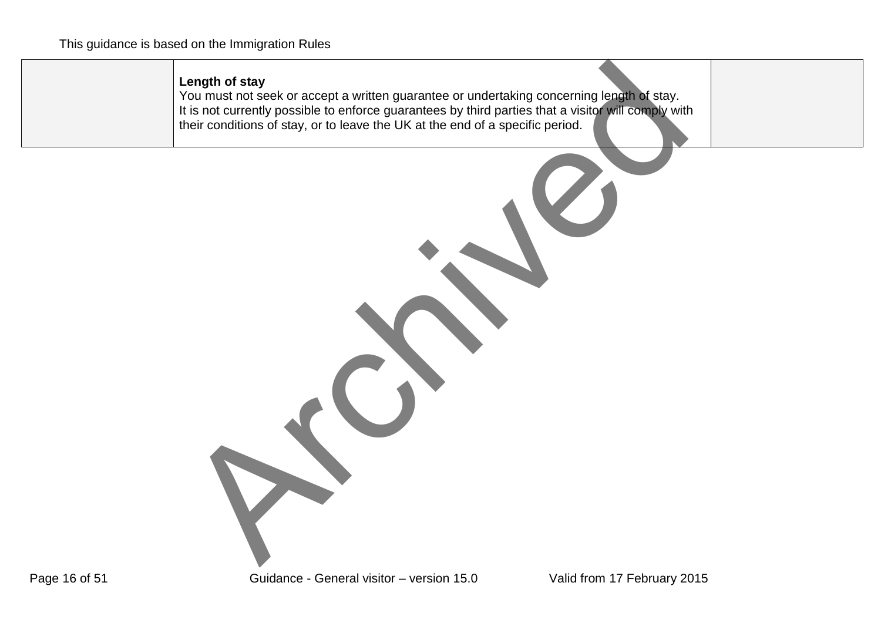This guidance is based on the Immigration Rules

| | | |
|---|---|---|
| | **Length of stay**<br>You must not seek or accept a written guarantee or undertaking concerning length of stay.<br>It is not currently possible to enforce guarantees by third parties that a visitor will comply with their conditions of stay, or to leave the UK at the end of a specific period. | |

Archived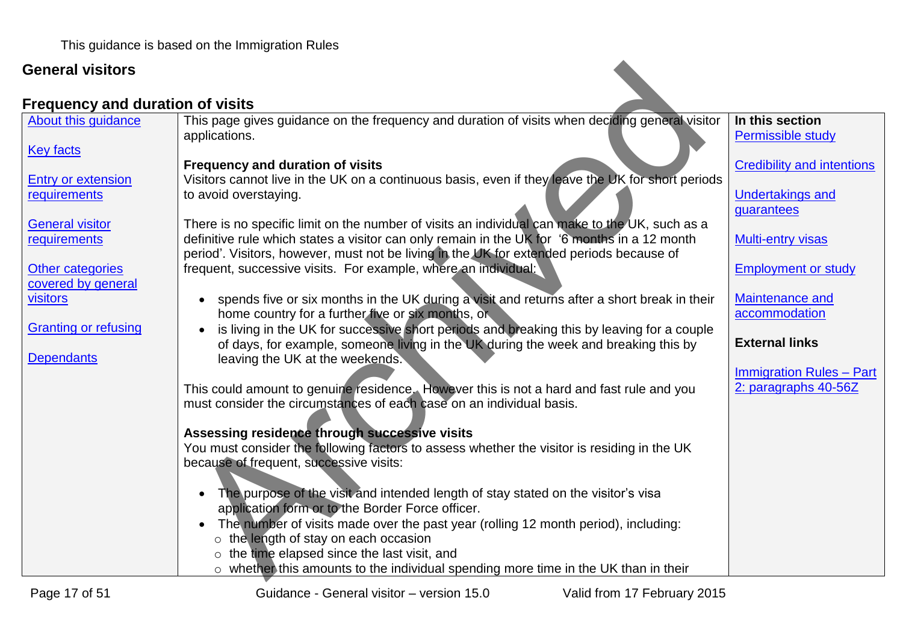This guidance is based on the Immigration Rules

## General visitors

## Frequency and duration of visits

| | | |
|---|---|---|
| About this guidance<br><br>Key facts<br><br>Entry or extension requirements<br><br>General visitor requirements<br><br>Other categories covered by general visitors<br><br>Granting or refusing<br><br>Dependants | This page gives guidance on the frequency and duration of visits when deciding general visitor applications.<br><br>**Frequency and duration of visits**<br>Visitors cannot live in the UK on a continuous basis, even if they leave the UK for short periods to avoid overstaying.<br><br>There is no specific limit on the number of visits an individual can make to the UK, such as a definitive rule which states a visitor can only remain in the UK for '6 months in a 12 month period'. Visitors, however, must not be living in the UK for extended periods because of frequent, successive visits. For example, where an individual:<br><br>• spends five or six months in the UK during a visit and returns after a short break in their home country for a further five or six months, or<br>• is living in the UK for successive short periods and breaking this by leaving for a couple of days, for example, someone living in the UK during the week and breaking this by leaving the UK at the weekends.<br><br>This could amount to genuine residence. However this is not a hard and fast rule and you must consider the circumstances of each case on an individual basis.<br><br>**Assessing residence through successive visits**<br>You must consider the following factors to assess whether the visitor is residing in the UK because of frequent, successive visits:<br><br>• The purpose of the visit and intended length of stay stated on the visitor's visa application form or to the Border Force officer.<br>• The number of visits made over the past year (rolling 12 month period), including:<br>&nbsp;&nbsp;○ the length of stay on each occasion<br>&nbsp;&nbsp;○ the time elapsed since the last visit, and<br>&nbsp;&nbsp;○ whether this amounts to the individual spending more time in the UK than in their | **In this section**<br>Permissible study<br><br>Credibility and intentions<br><br>Undertakings and guarantees<br><br>Multi-entry visas<br><br>Employment or study<br><br>Maintenance and accommodation<br><br>**External links**<br><br>Immigration Rules – Part 2: paragraphs 40-56Z |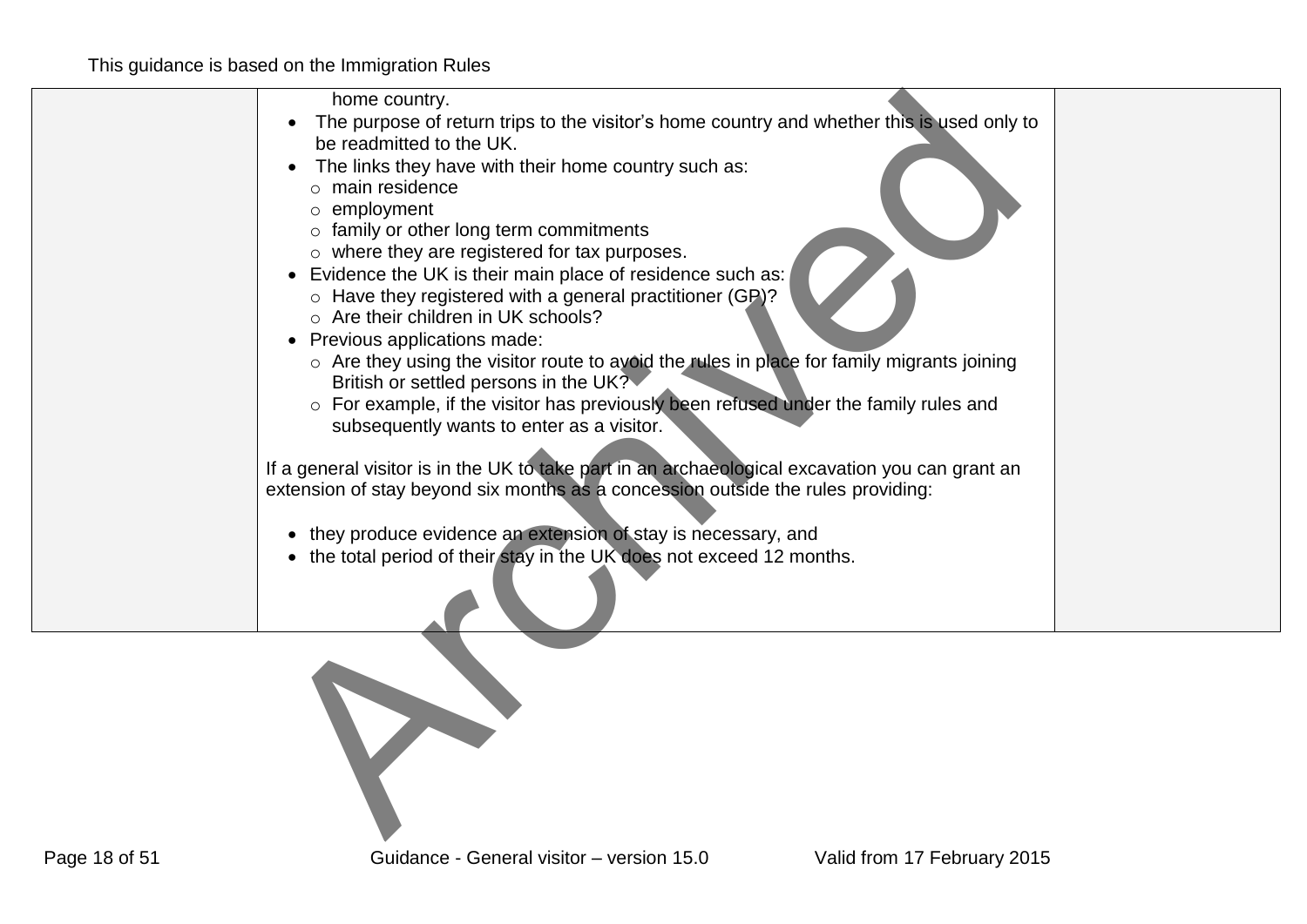home country.

- The purpose of return trips to the visitor's home country and whether this is used only to be readmitted to the UK.
- The links they have with their home country such as:
  - main residence
  - employment
  - family or other long term commitments
  - where they are registered for tax purposes.
- Evidence the UK is their main place of residence such as:
  - Have they registered with a general practitioner (GP)?
  - Are their children in UK schools?
- Previous applications made:
  - Are they using the visitor route to avoid the rules in place for family migrants joining British or settled persons in the UK?
  - For example, if the visitor has previously been refused under the family rules and subsequently wants to enter as a visitor.

If a general visitor is in the UK to take part in an archaeological excavation you can grant an extension of stay beyond six months as a concession outside the rules providing:

- they produce evidence an extension of stay is necessary, and
- the total period of their stay in the UK does not exceed 12 months.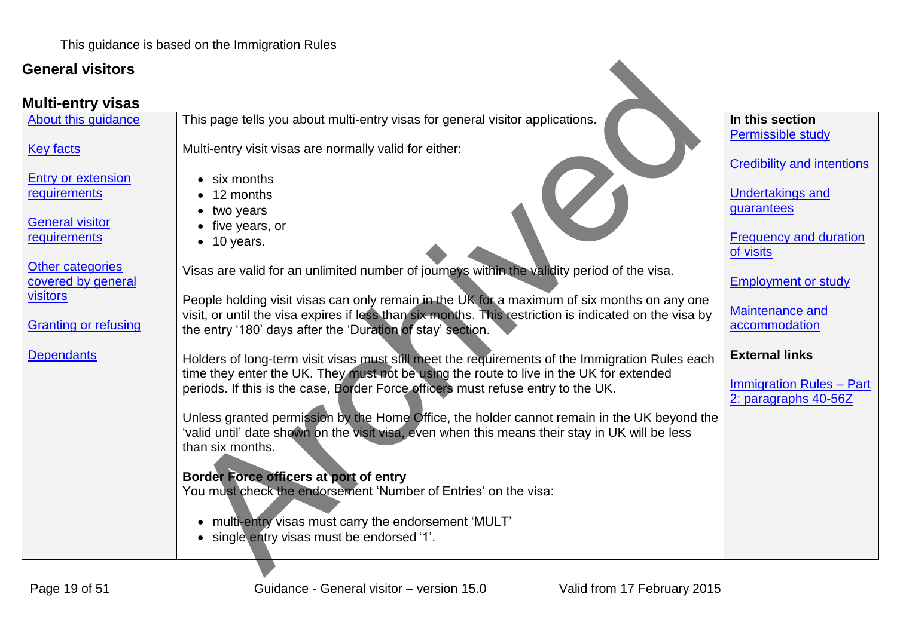This guidance is based on the Immigration Rules

## General visitors

### Multi-entry visas

| | | In this section |
|---|---|---|
| About this guidance<br><br>Key facts<br><br>Entry or extension requirements<br><br>General visitor requirements<br><br>Other categories covered by general visitors<br><br>Granting or refusing<br><br>Dependants | This page tells you about multi-entry visas for general visitor applications.<br><br>Multi-entry visit visas are normally valid for either:<br><br>• six months<br>• 12 months<br>• two years<br>• five years, or<br>• 10 years.<br><br>Visas are valid for an unlimited number of journeys within the validity period of the visa.<br><br>People holding visit visas can only remain in the UK for a maximum of six months on any one visit, or until the visa expires if less than six months. This restriction is indicated on the visa by the entry '180' days after the 'Duration of stay' section.<br><br>Holders of long-term visit visas must still meet the requirements of the Immigration Rules each time they enter the UK. They must not be using the route to live in the UK for extended periods. If this is the case, Border Force officers must refuse entry to the UK.<br><br>Unless granted permission by the Home Office, the holder cannot remain in the UK beyond the 'valid until' date shown on the visit visa, even when this means their stay in UK will be less than six months.<br><br>**Border Force officers at port of entry**<br>You must check the endorsement 'Number of Entries' on the visa:<br><br>• multi-entry visas must carry the endorsement 'MULT'<br>• single entry visas must be endorsed '1'. | Permissible study<br><br>Credibility and intentions<br><br>Undertakings and guarantees<br><br>Frequency and duration of visits<br><br>Employment or study<br><br>Maintenance and accommodation<br><br>**External links**<br><br>Immigration Rules – Part 2: paragraphs 40-56Z |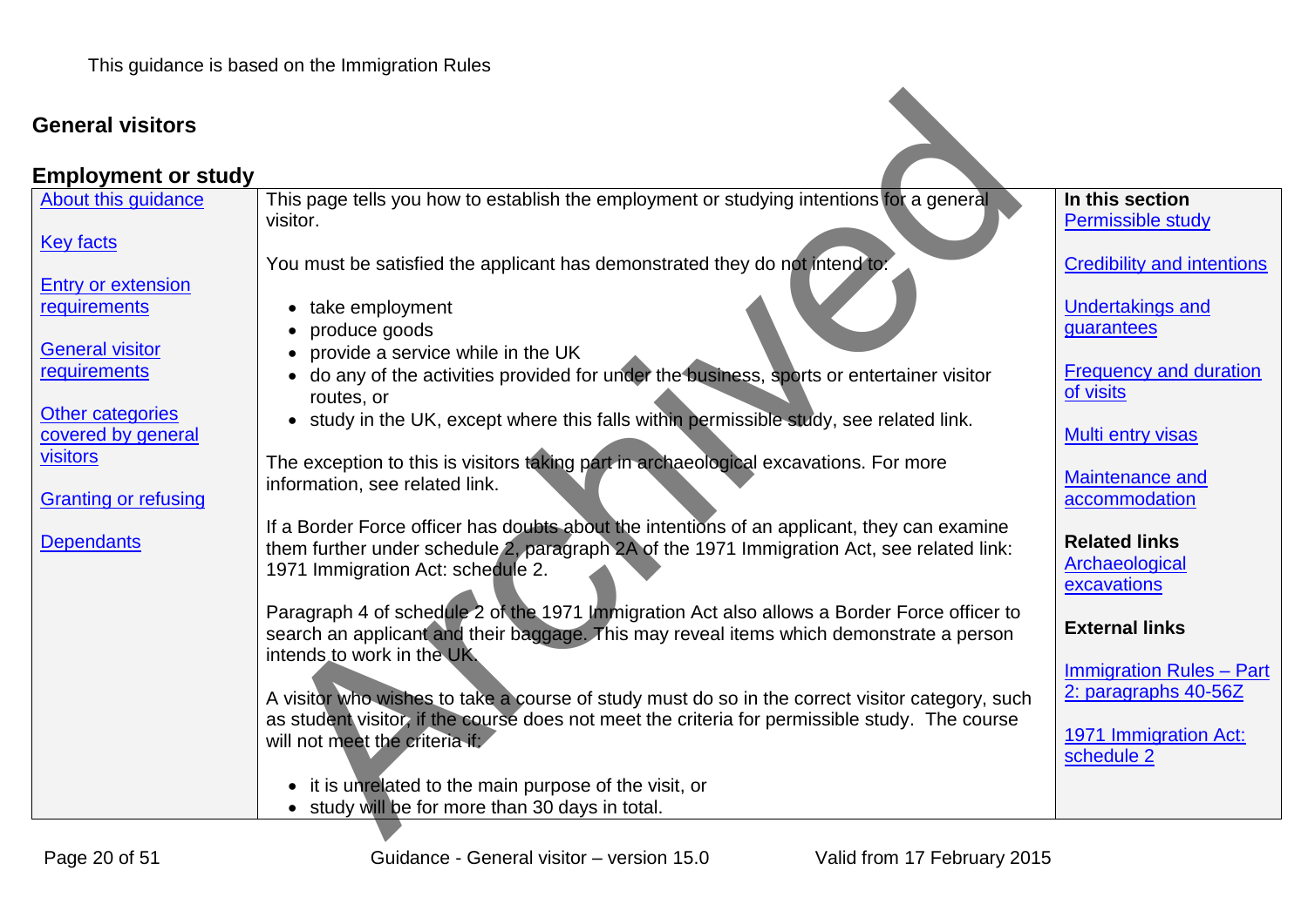This guidance is based on the Immigration Rules

## General visitors

### Employment or study

This page tells you how to establish the employment or studying intentions for a general visitor.

You must be satisfied the applicant has demonstrated they do not intend to:

- take employment
- produce goods
- provide a service while in the UK
- do any of the activities provided for under the business, sports or entertainer visitor routes, or
- study in the UK, except where this falls within permissible study, see related link.

The exception to this is visitors taking part in archaeological excavations. For more information, see related link.

If a Border Force officer has doubts about the intentions of an applicant, they can examine them further under schedule 2, paragraph 2A of the 1971 Immigration Act, see related link: 1971 Immigration Act: schedule 2.

Paragraph 4 of schedule 2 of the 1971 Immigration Act also allows a Border Force officer to search an applicant and their baggage. This may reveal items which demonstrate a person intends to work in the UK.

A visitor who wishes to take a course of study must do so in the correct visitor category, such as student visitor, if the course does not meet the criteria for permissible study. The course will not meet the criteria if:

- it is unrelated to the main purpose of the visit, or
- study will be for more than 30 days in total.

---

About this guidance

Key facts

Entry or extension requirements

General visitor requirements

Other categories covered by general visitors

Granting or refusing

Dependants

**In this section**

Permissible study

Credibility and intentions

Undertakings and guarantees

Frequency and duration of visits

Multi entry visas

Maintenance and accommodation

**Related links**

Archaeological excavations

**External links**

Immigration Rules – Part 2: paragraphs 40-56Z

1971 Immigration Act: schedule 2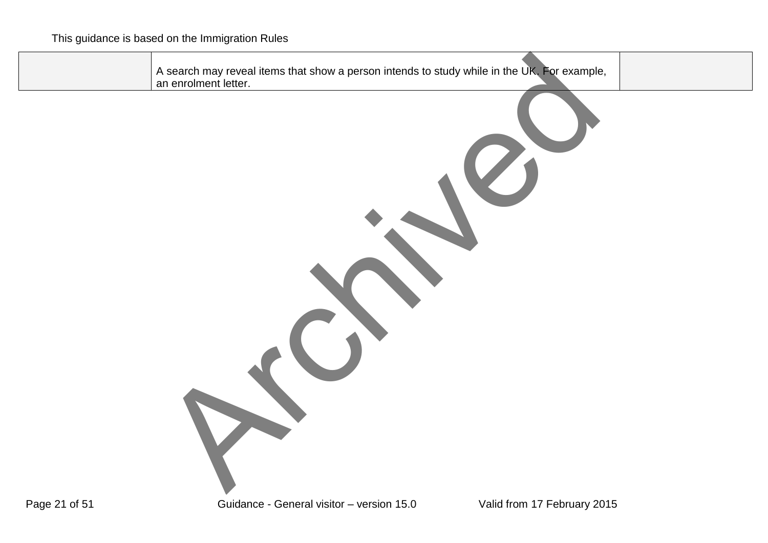| | A search may reveal items that show a person intends to study while in the UK. For example, an enrolment letter. | |
|---|---|---|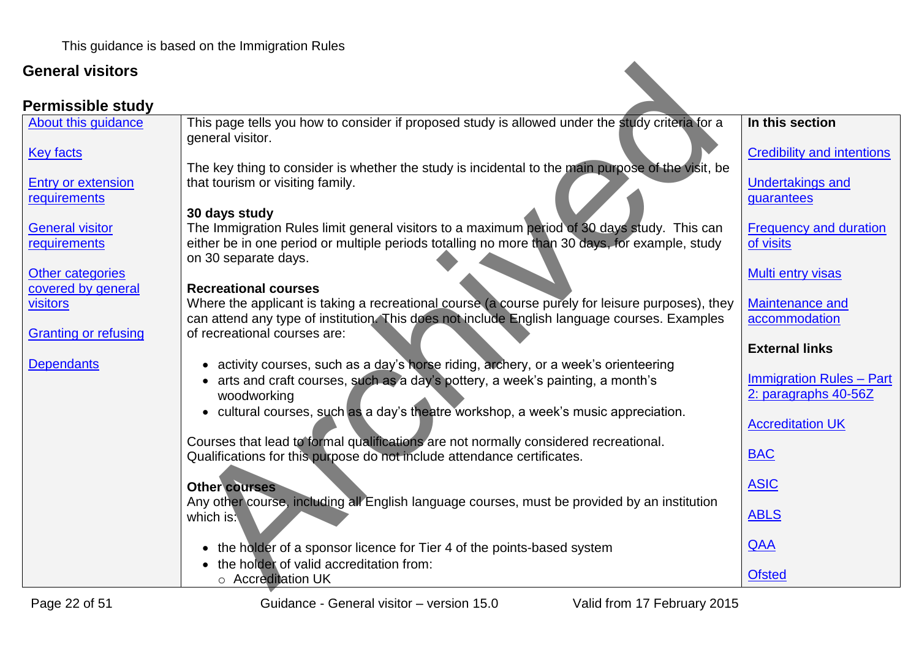This guidance is based on the Immigration Rules

## General visitors

### Permissible study

| | | |
|---|---|---|
| About this guidance<br><br>Key facts<br><br>Entry or extension requirements<br><br>General visitor requirements<br><br>Other categories covered by general visitors<br><br>Granting or refusing<br><br>Dependants | This page tells you how to consider if proposed study is allowed under the study criteria for a general visitor.<br><br>The key thing to consider is whether the study is incidental to the main purpose of the visit, be that tourism or visiting family.<br><br>**30 days study**<br>The Immigration Rules limit general visitors to a maximum period of 30 days study. This can either be in one period or multiple periods totalling no more than 30 days, for example, study on 30 separate days.<br><br>**Recreational courses**<br>Where the applicant is taking a recreational course (a course purely for leisure purposes), they can attend any type of institution. This does not include English language courses. Examples of recreational courses are:<br><br>• activity courses, such as a day's horse riding, archery, or a week's orienteering<br>• arts and craft courses, such as a day's pottery, a week's painting, a month's woodworking<br>• cultural courses, such as a day's theatre workshop, a week's music appreciation.<br><br>Courses that lead to formal qualifications are not normally considered recreational. Qualifications for this purpose do not include attendance certificates.<br><br>**Other courses**<br>Any other course, including all English language courses, must be provided by an institution which is:<br><br>• the holder of a sponsor licence for Tier 4 of the points-based system<br>• the holder of valid accreditation from:<br>&nbsp;&nbsp;&nbsp;&nbsp;○ Accreditation UK | **In this section**<br><br>Credibility and intentions<br><br>Undertakings and guarantees<br><br>Frequency and duration of visits<br><br>Multi entry visas<br><br>Maintenance and accommodation<br><br>**External links**<br><br>Immigration Rules – Part 2: paragraphs 40-56Z<br><br>Accreditation UK<br><br>BAC<br><br>ASIC<br><br>ABLS<br><br>QAA<br><br>Ofsted |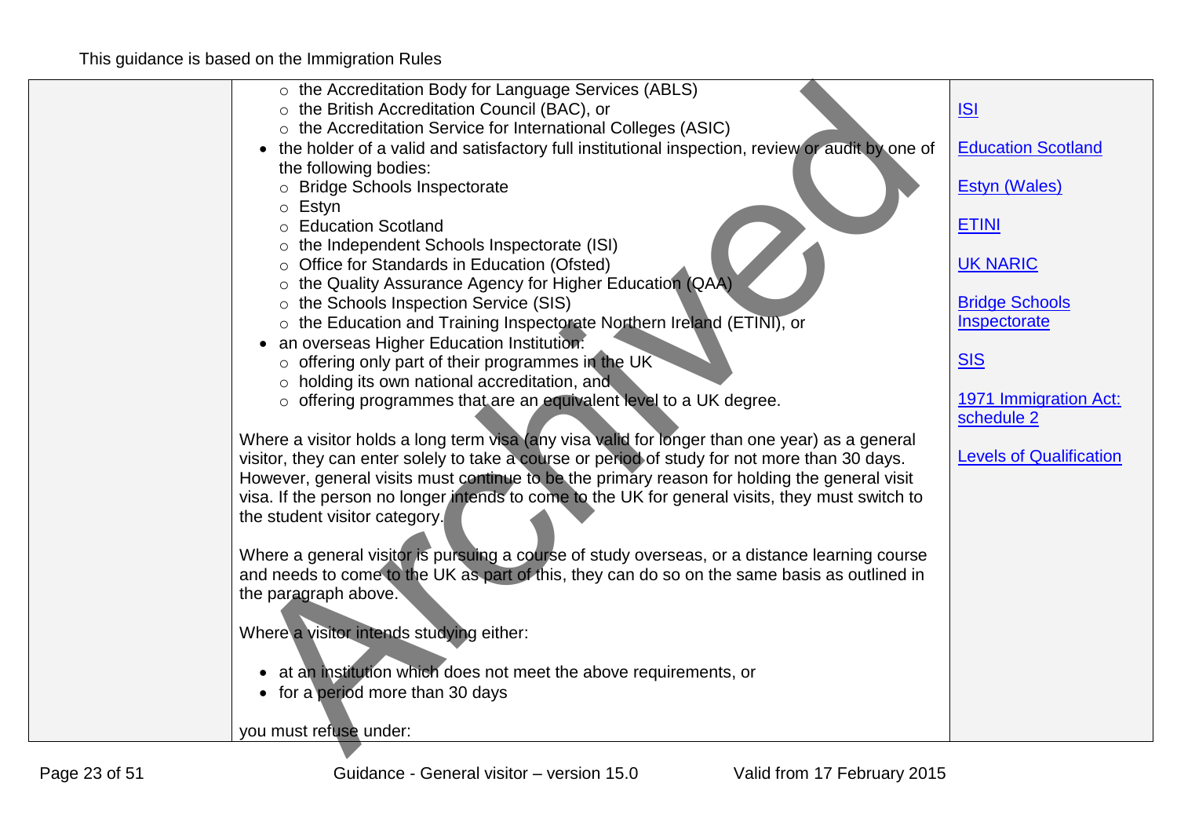This guidance is based on the Immigration Rules

| | | |
|---|---|---|
| | - the Accreditation Body for Language Services (ABLS)<br>- the British Accreditation Council (BAC), or<br>- the Accreditation Service for International Colleges (ASIC)<br><br>• the holder of a valid and satisfactory full institutional inspection, review or audit by one of the following bodies:<br>- Bridge Schools Inspectorate<br>- Estyn<br>- Education Scotland<br>- the Independent Schools Inspectorate (ISI)<br>- Office for Standards in Education (Ofsted)<br>- the Quality Assurance Agency for Higher Education (QAA)<br>- the Schools Inspection Service (SIS)<br>- the Education and Training Inspectorate Northern Ireland (ETINI), or<br><br>• an overseas Higher Education Institution:<br>- offering only part of their programmes in the UK<br>- holding its own national accreditation, and<br>- offering programmes that are an equivalent level to a UK degree.<br><br>Where a visitor holds a long term visa (any visa valid for longer than one year) as a general visitor, they can enter solely to take a course or period of study for not more than 30 days. However, general visits must continue to be the primary reason for holding the general visit visa. If the person no longer intends to come to the UK for general visits, they must switch to the student visitor category.<br><br>Where a general visitor is pursuing a course of study overseas, or a distance learning course and needs to come to the UK as part of this, they can do so on the same basis as outlined in the paragraph above.<br><br>Where a visitor intends studying either:<br><br>• at an institution which does not meet the above requirements, or<br>• for a period more than 30 days<br><br>you must refuse under: | ISI<br><br>Education Scotland<br><br>Estyn (Wales)<br><br>ETINI<br><br>UK NARIC<br><br>Bridge Schools Inspectorate<br><br>SIS<br><br>1971 Immigration Act: schedule 2<br><br>Levels of Qualification |

Guidance - General visitor – version 15.0 Valid from 17 February 2015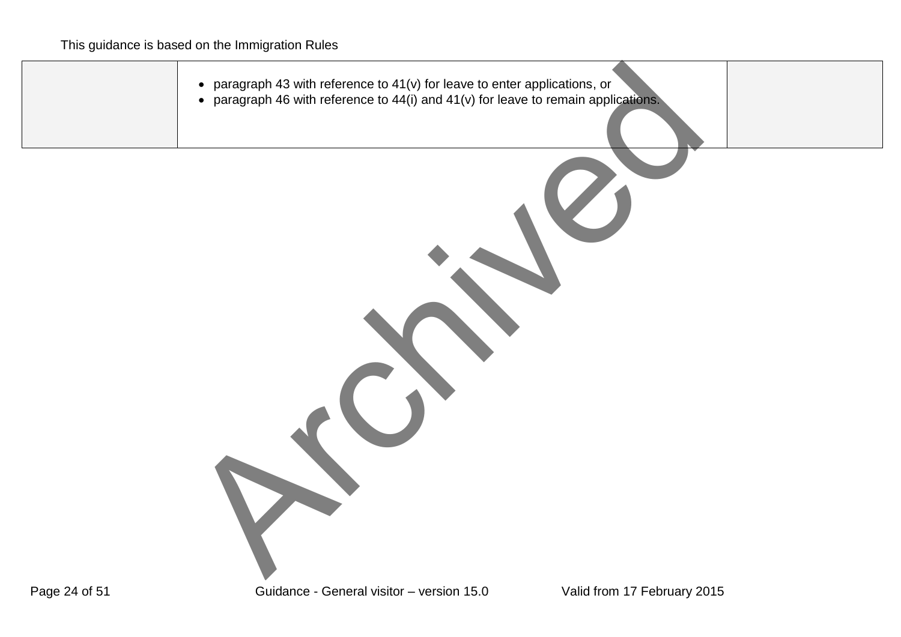| | | |
|---|---|---|
| | • paragraph 43 with reference to 41(v) for leave to enter applications, or<br>• paragraph 46 with reference to 44(i) and 41(v) for leave to remain applications. | |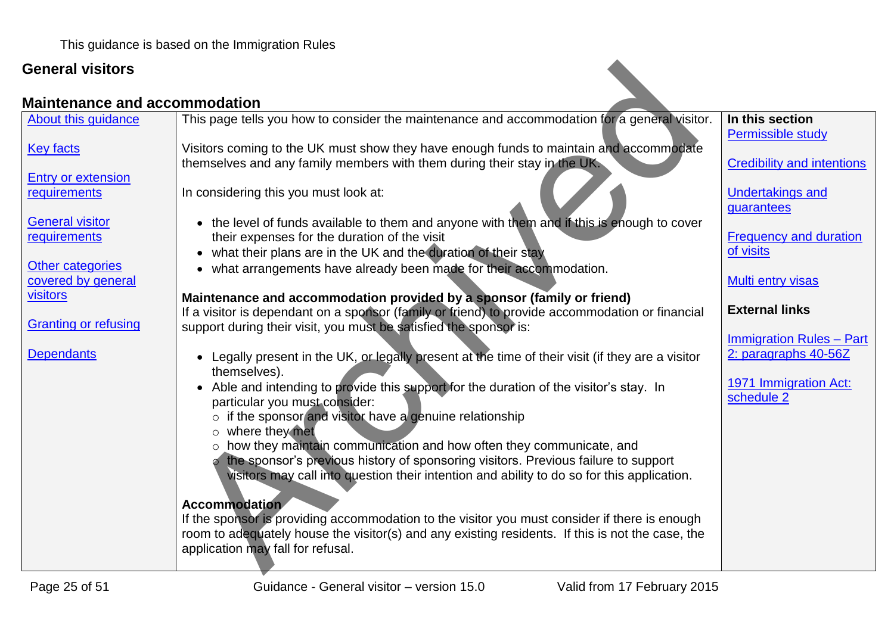This guidance is based on the Immigration Rules

## General visitors

### Maintenance and accommodation

| | | |
|---|---|---|
| About this guidance<br><br>Key facts<br><br>Entry or extension requirements<br><br>General visitor requirements<br><br>Other categories covered by general visitors<br><br>Granting or refusing<br><br>Dependants | This page tells you how to consider the maintenance and accommodation for a general visitor.<br><br>Visitors coming to the UK must show they have enough funds to maintain and accommodate themselves and any family members with them during their stay in the UK.<br><br>In considering this you must look at:<br><br>• the level of funds available to them and anyone with them and if this is enough to cover their expenses for the duration of the visit<br>• what their plans are in the UK and the duration of their stay<br>• what arrangements have already been made for their accommodation.<br><br>**Maintenance and accommodation provided by a sponsor (family or friend)**<br>If a visitor is dependant on a sponsor (family or friend) to provide accommodation or financial support during their visit, you must be satisfied the sponsor is:<br><br>• Legally present in the UK, or legally present at the time of their visit (if they are a visitor themselves).<br>• Able and intending to provide this support for the duration of the visitor's stay. In particular you must consider:<br>&nbsp;&nbsp;&nbsp;○ if the sponsor and visitor have a genuine relationship<br>&nbsp;&nbsp;&nbsp;○ where they met<br>&nbsp;&nbsp;&nbsp;○ how they maintain communication and how often they communicate, and<br>&nbsp;&nbsp;&nbsp;○ the sponsor's previous history of sponsoring visitors. Previous failure to support visitors may call into question their intention and ability to do so for this application.<br><br>**Accommodation**<br>If the sponsor is providing accommodation to the visitor you must consider if there is enough room to adequately house the visitor(s) and any existing residents. If this is not the case, the application may fall for refusal. | **In this section**<br>Permissible study<br><br>Credibility and intentions<br><br>Undertakings and guarantees<br><br>Frequency and duration of visits<br><br>Multi entry visas<br><br>**External links**<br><br>Immigration Rules – Part 2: paragraphs 40-56Z<br><br>1971 Immigration Act: schedule 2 |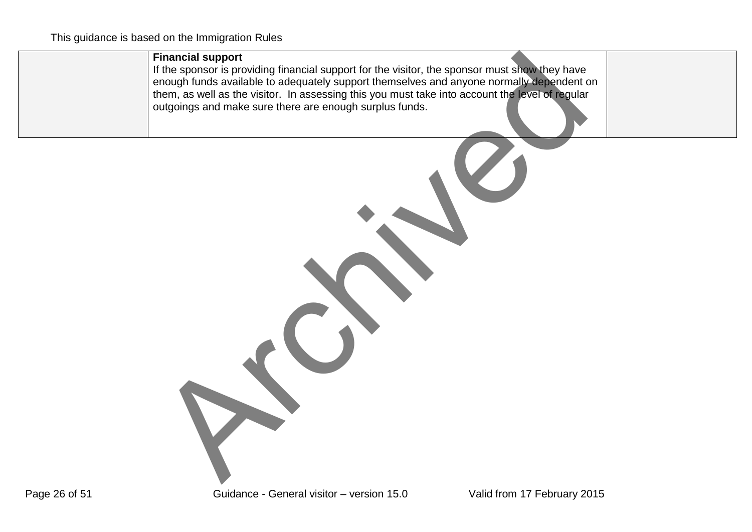| | **Financial support**<br>If the sponsor is providing financial support for the visitor, the sponsor must show they have enough funds available to adequately support themselves and anyone normally dependent on them, as well as the visitor. In assessing this you must take into account the level of regular outgoings and make sure there are enough surplus funds. | |
|---|---|---|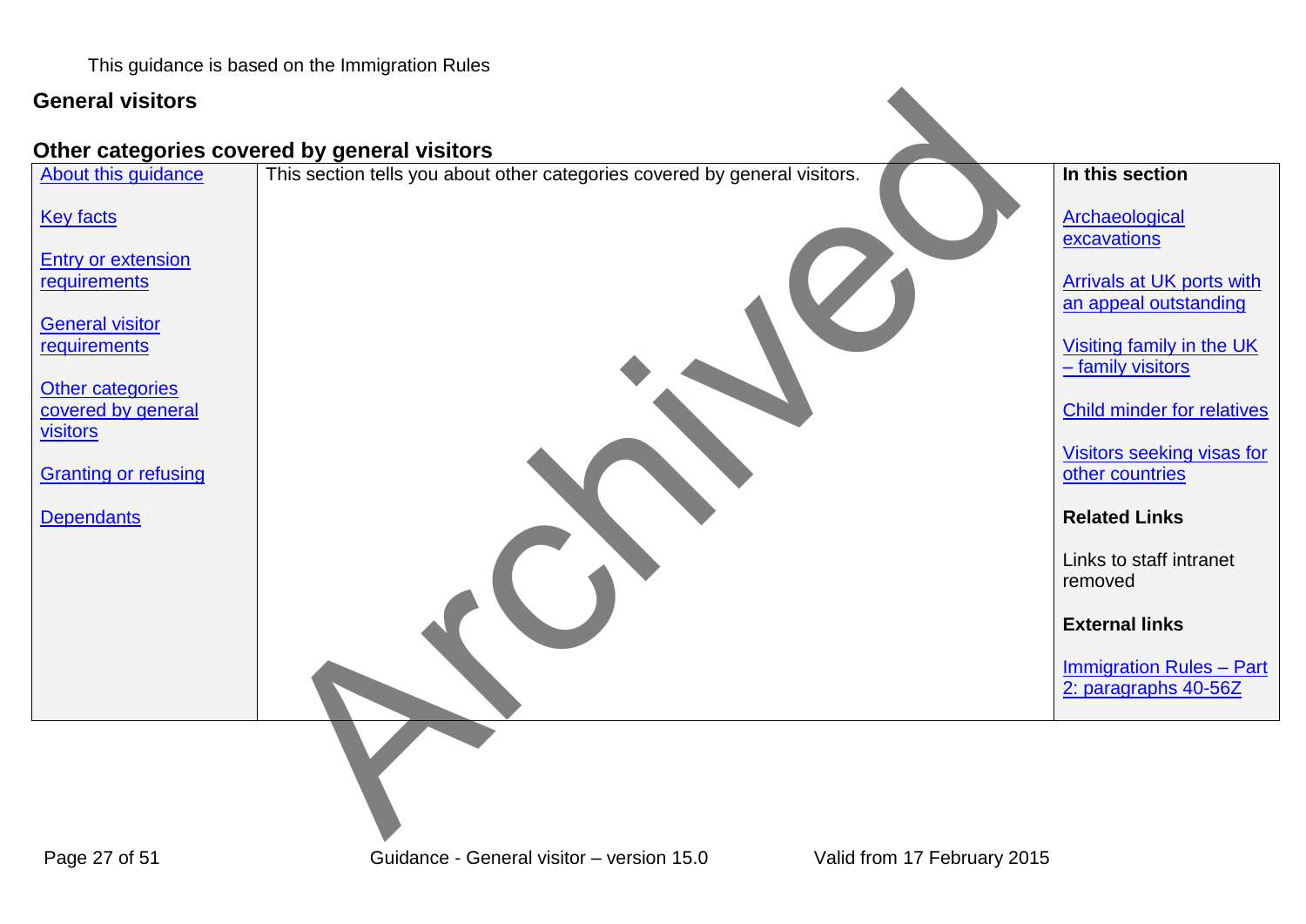This guidance is based on the Immigration Rules

## General visitors

### Other categories covered by general visitors

| | | |
|---|---|---|
| About this guidance<br><br>Key facts<br><br>Entry or extension requirements<br><br>General visitor requirements<br><br>Other categories covered by general visitors<br><br>Granting or refusing<br><br>Dependants | This section tells you about other categories covered by general visitors. | **In this section**<br><br>Archaeological excavations<br><br>Arrivals at UK ports with an appeal outstanding<br><br>Visiting family in the UK – family visitors<br><br>Child minder for relatives<br><br>Visitors seeking visas for other countries<br><br>**Related Links**<br><br>Links to staff intranet removed<br><br>**External links**<br><br>Immigration Rules – Part 2: paragraphs 40-56Z |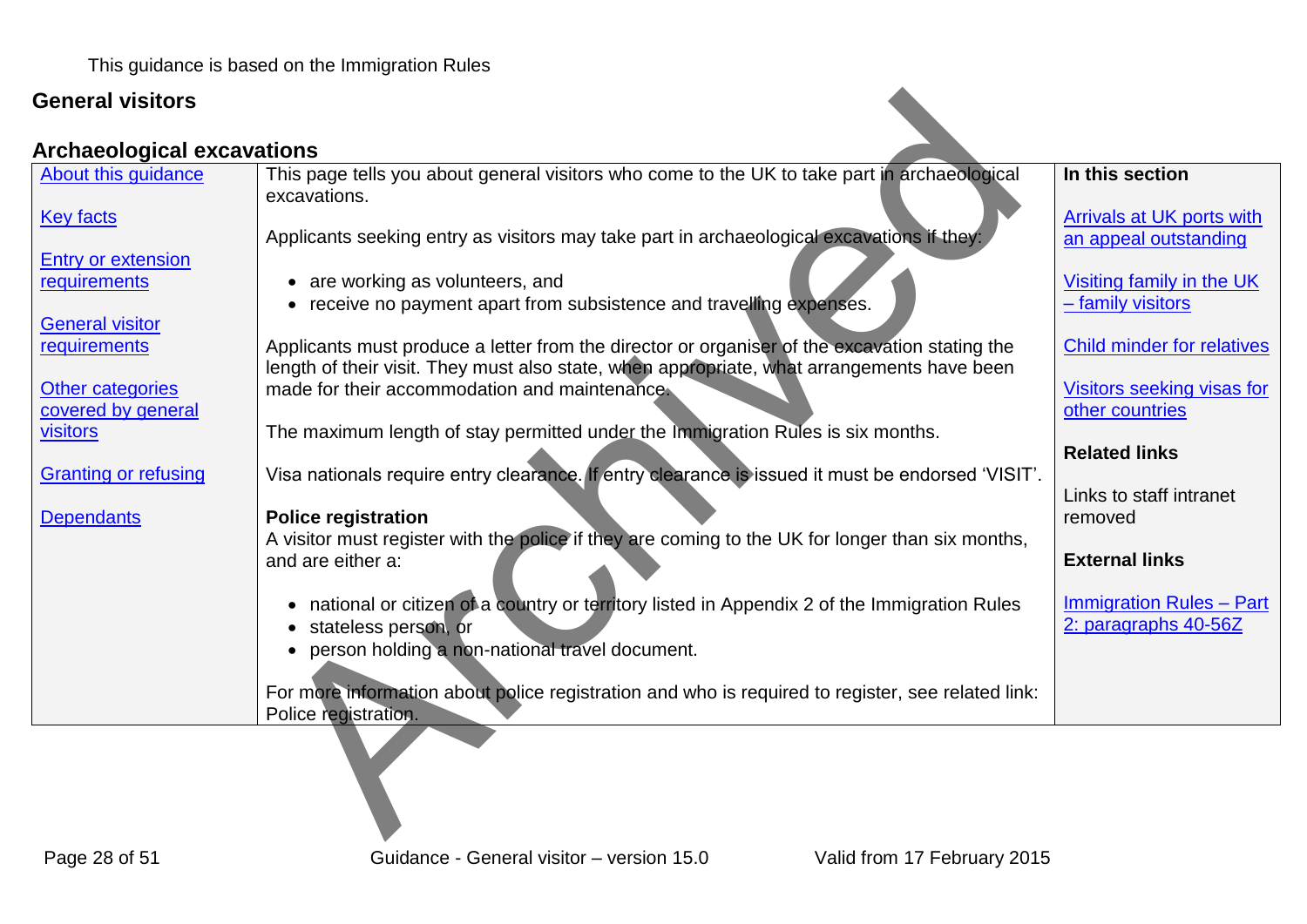This guidance is based on the Immigration Rules

# General visitors

## Archaeological excavations

| | | |
|---|---|---|
| About this guidance<br><br>Key facts<br><br>Entry or extension requirements<br><br>General visitor requirements<br><br>Other categories covered by general visitors<br><br>Granting or refusing<br><br>Dependants | This page tells you about general visitors who come to the UK to take part in archaeological excavations.<br><br>Applicants seeking entry as visitors may take part in archaeological excavations if they:<br><br>• are working as volunteers, and<br>• receive no payment apart from subsistence and travelling expenses.<br><br>Applicants must produce a letter from the director or organiser of the excavation stating the length of their visit. They must also state, when appropriate, what arrangements have been made for their accommodation and maintenance.<br><br>The maximum length of stay permitted under the Immigration Rules is six months.<br><br>Visa nationals require entry clearance. If entry clearance is issued it must be endorsed 'VISIT'.<br><br>**Police registration**<br>A visitor must register with the police if they are coming to the UK for longer than six months, and are either a:<br><br>• national or citizen of a country or territory listed in Appendix 2 of the Immigration Rules<br>• stateless person, or<br>• person holding a non-national travel document.<br><br>For more information about police registration and who is required to register, see related link: Police registration. | **In this section**<br><br>Arrivals at UK ports with an appeal outstanding<br><br>Visiting family in the UK – family visitors<br><br>Child minder for relatives<br><br>Visitors seeking visas for other countries<br><br>**Related links**<br><br>Links to staff intranet removed<br><br>**External links**<br><br>Immigration Rules – Part 2: paragraphs 40-56Z |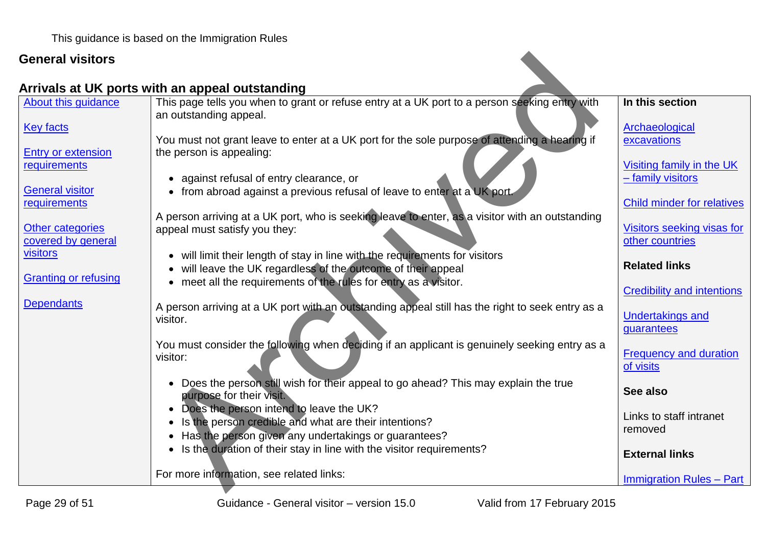This guidance is based on the Immigration Rules

## General visitors

### Arrivals at UK ports with an appeal outstanding

| | | |
|---|---|---|
| [About this guidance](#)<br><br>[Key facts](#)<br><br>[Entry or extension requirements](#)<br><br>[General visitor requirements](#)<br><br>[Other categories covered by general visitors](#)<br><br>[Granting or refusing](#)<br><br>[Dependants](#) | This page tells you when to grant or refuse entry at a UK port to a person seeking entry with an outstanding appeal.<br><br>You must not grant leave to enter at a UK port for the sole purpose of attending a hearing if the person is appealing:<br><br>• against refusal of entry clearance, or<br>• from abroad against a previous refusal of leave to enter at a UK port.<br><br>A person arriving at a UK port, who is seeking leave to enter, as a visitor with an outstanding appeal must satisfy you they:<br><br>• will limit their length of stay in line with the requirements for visitors<br>• will leave the UK regardless of the outcome of their appeal<br>• meet all the requirements of the rules for entry as a visitor.<br><br>A person arriving at a UK port with an outstanding appeal still has the right to seek entry as a visitor.<br><br>You must consider the following when deciding if an applicant is genuinely seeking entry as a visitor:<br><br>• Does the person still wish for their appeal to go ahead? This may explain the true purpose for their visit.<br>• Does the person intend to leave the UK?<br>• Is the person credible and what are their intentions?<br>• Has the person given any undertakings or guarantees?<br>• Is the duration of their stay in line with the visitor requirements?<br><br>For more information, see related links: | **In this section**<br><br>[Archaeological excavations](#)<br><br>[Visiting family in the UK – family visitors](#)<br><br>[Child minder for relatives](#)<br><br>[Visitors seeking visas for other countries](#)<br><br>**Related links**<br><br>[Credibility and intentions](#)<br><br>[Undertakings and guarantees](#)<br><br>[Frequency and duration of visits](#)<br><br>**See also**<br><br>Links to staff intranet removed<br><br>**External links**<br><br>[Immigration Rules – Part](#) |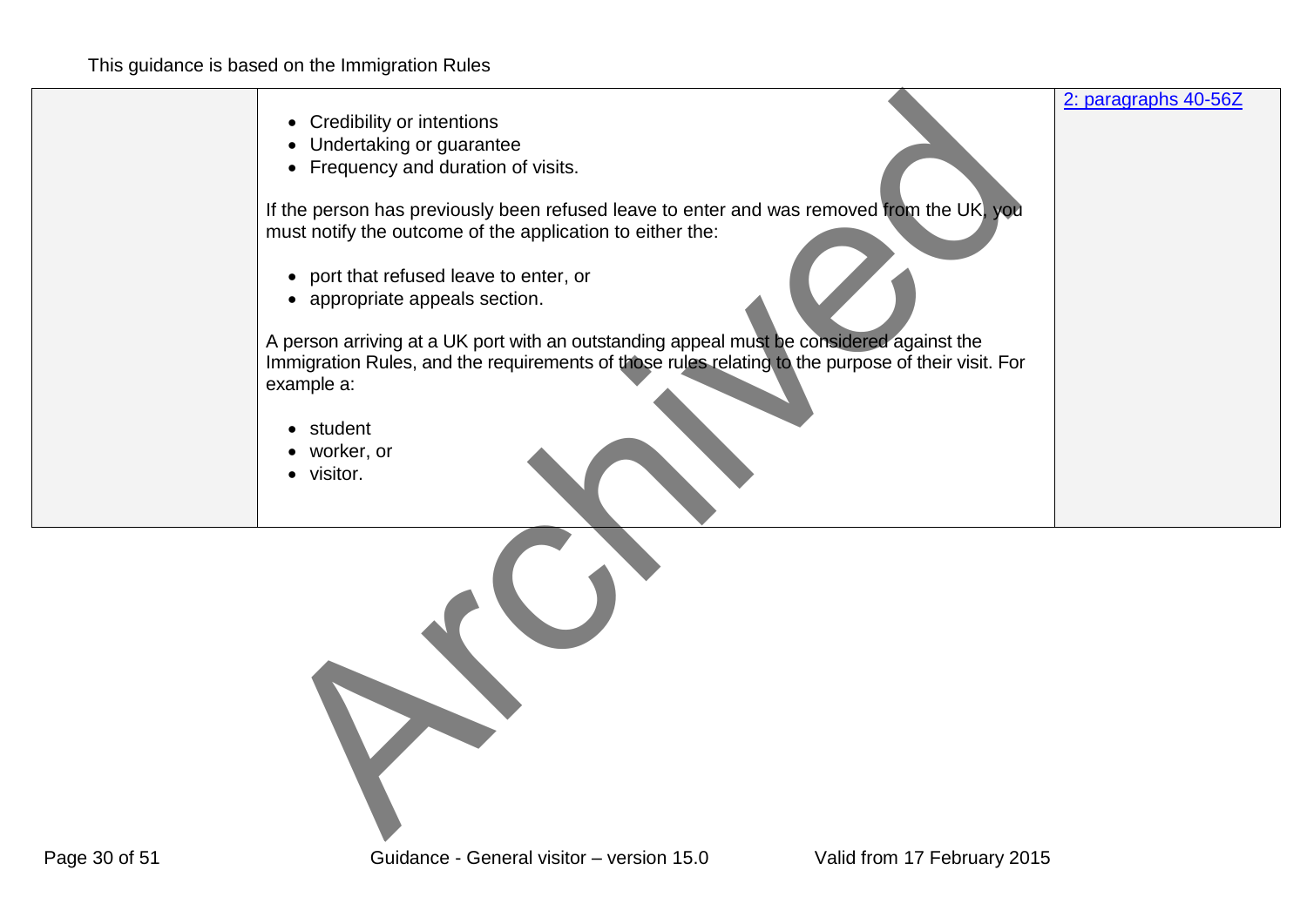This guidance is based on the Immigration Rules

| | | |
|---|---|---|
| | • Credibility or intentions<br>• Undertaking or guarantee<br>• Frequency and duration of visits.<br><br>If the person has previously been refused leave to enter and was removed from the UK, you must notify the outcome of the application to either the:<br><br>• port that refused leave to enter, or<br>• appropriate appeals section.<br><br>A person arriving at a UK port with an outstanding appeal must be considered against the Immigration Rules, and the requirements of those rules relating to the purpose of their visit. For example a:<br><br>• student<br>• worker, or<br>• visitor. | 2: paragraphs 40-56Z |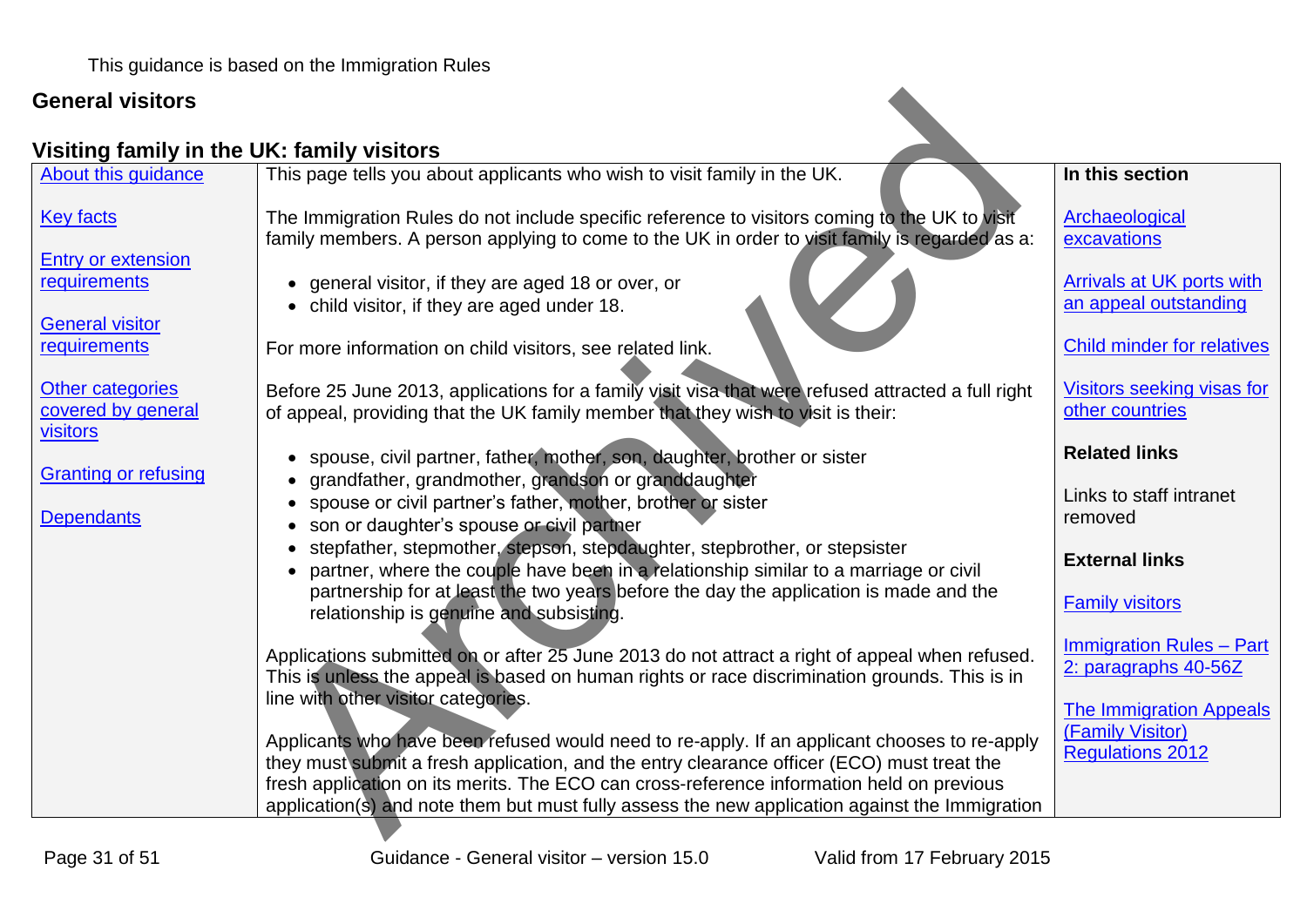This guidance is based on the Immigration Rules

# General visitors

## Visiting family in the UK: family visitors

| | | |
|---|---|---|
| About this guidance<br><br>Key facts<br><br>Entry or extension requirements<br><br>General visitor requirements<br><br>Other categories covered by general visitors<br><br>Granting or refusing<br><br>Dependants | This page tells you about applicants who wish to visit family in the UK.<br><br>The Immigration Rules do not include specific reference to visitors coming to the UK to visit family members. A person applying to come to the UK in order to visit family is regarded as a:<br><br>• general visitor, if they are aged 18 or over, or<br>• child visitor, if they are aged under 18.<br><br>For more information on child visitors, see related link.<br><br>Before 25 June 2013, applications for a family visit visa that were refused attracted a full right of appeal, providing that the UK family member that they wish to visit is their:<br><br>• spouse, civil partner, father, mother, son, daughter, brother or sister<br>• grandfather, grandmother, grandson or granddaughter<br>• spouse or civil partner's father, mother, brother or sister<br>• son or daughter's spouse or civil partner<br>• stepfather, stepmother, stepson, stepdaughter, stepbrother, or stepsister<br>• partner, where the couple have been in a relationship similar to a marriage or civil partnership for at least the two years before the day the application is made and the relationship is genuine and subsisting.<br><br>Applications submitted on or after 25 June 2013 do not attract a right of appeal when refused. This is unless the appeal is based on human rights or race discrimination grounds. This is in line with other visitor categories.<br><br>Applicants who have been refused would need to re-apply. If an applicant chooses to re-apply they must submit a fresh application, and the entry clearance officer (ECO) must treat the fresh application on its merits. The ECO can cross-reference information held on previous application(s) and note them but must fully assess the new application against the Immigration | **In this section**<br><br>Archaeological excavations<br><br>Arrivals at UK ports with an appeal outstanding<br><br>Child minder for relatives<br><br>Visitors seeking visas for other countries<br><br>**Related links**<br><br>Links to staff intranet removed<br><br>**External links**<br><br>Family visitors<br><br>Immigration Rules – Part 2: paragraphs 40-56Z<br><br>The Immigration Appeals (Family Visitor) Regulations 2012 |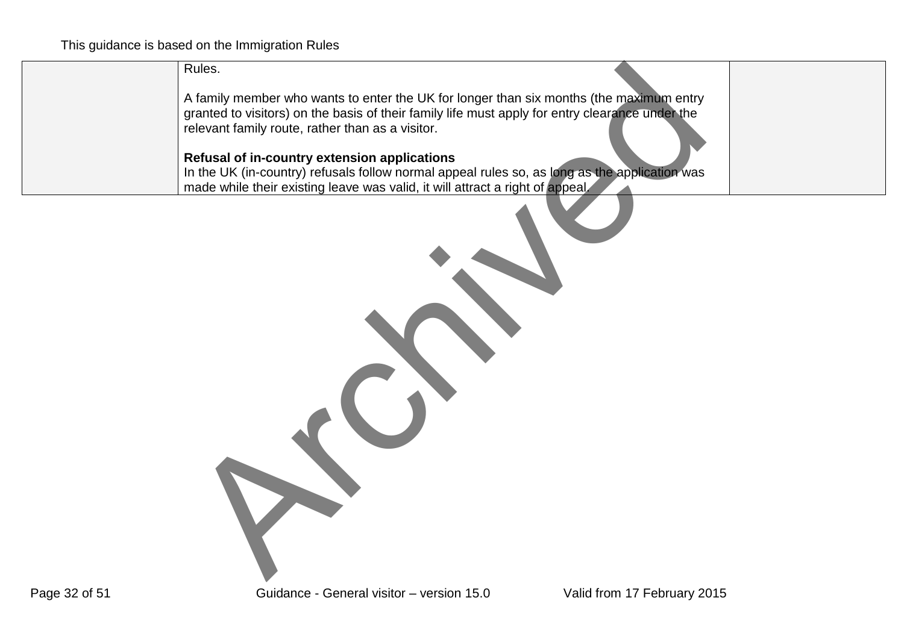| | Rules.<br><br>A family member who wants to enter the UK for longer than six months (the maximum entry granted to visitors) on the basis of their family life must apply for entry clearance under the relevant family route, rather than as a visitor.<br><br>**Refusal of in-country extension applications**<br>In the UK (in-country) refusals follow normal appeal rules so, as long as the application was made while their existing leave was valid, it will attract a right of appeal. | |
|---|---|---|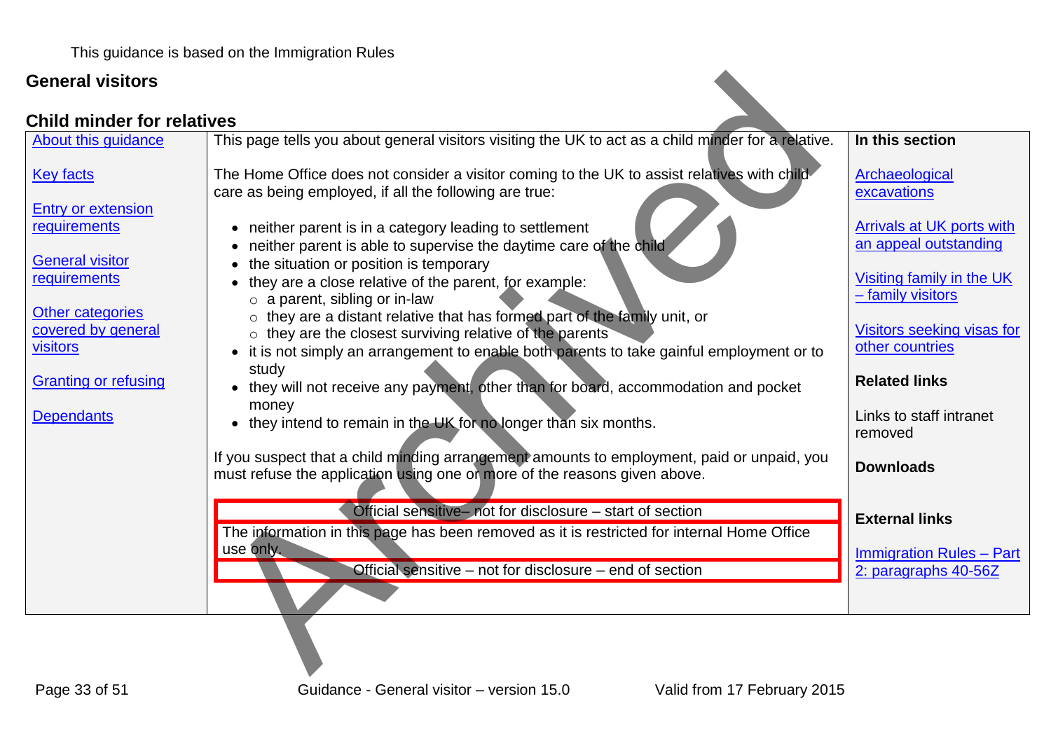This guidance is based on the Immigration Rules

## General visitors

### Child minder for relatives

This page tells you about general visitors visiting the UK to act as a child minder for a relative.

The Home Office does not consider a visitor coming to the UK to assist relatives with child care as being employed, if all the following are true:

- neither parent is in a category leading to settlement
- neither parent is able to supervise the daytime care of the child
- the situation or position is temporary
- they are a close relative of the parent, for example:
  - a parent, sibling or in-law
  - they are a distant relative that has formed part of the family unit, or
  - they are the closest surviving relative of the parents
- it is not simply an arrangement to enable both parents to take gainful employment or to study
- they will not receive any payment, other than for board, accommodation and pocket money
- they intend to remain in the UK for no longer than six months.

If you suspect that a child minding arrangement amounts to employment, paid or unpaid, you must refuse the application using one or more of the reasons given above.

| Official sensitive– not for disclosure – start of section |
| --- |
| The information in this page has been removed as it is restricted for internal Home Office use only. |
| Official sensitive – not for disclosure – end of section |

**Navigation:**

- About this guidance
- Key facts
- Entry or extension requirements
- General visitor requirements
- Other categories covered by general visitors
- Granting or refusing
- Dependants

**In this section**

- Archaeological excavations
- Arrivals at UK ports with an appeal outstanding
- Visiting family in the UK – family visitors
- Visitors seeking visas for other countries

**Related links**

Links to staff intranet removed

**Downloads**

**External links**

- Immigration Rules – Part 2: paragraphs 40-56Z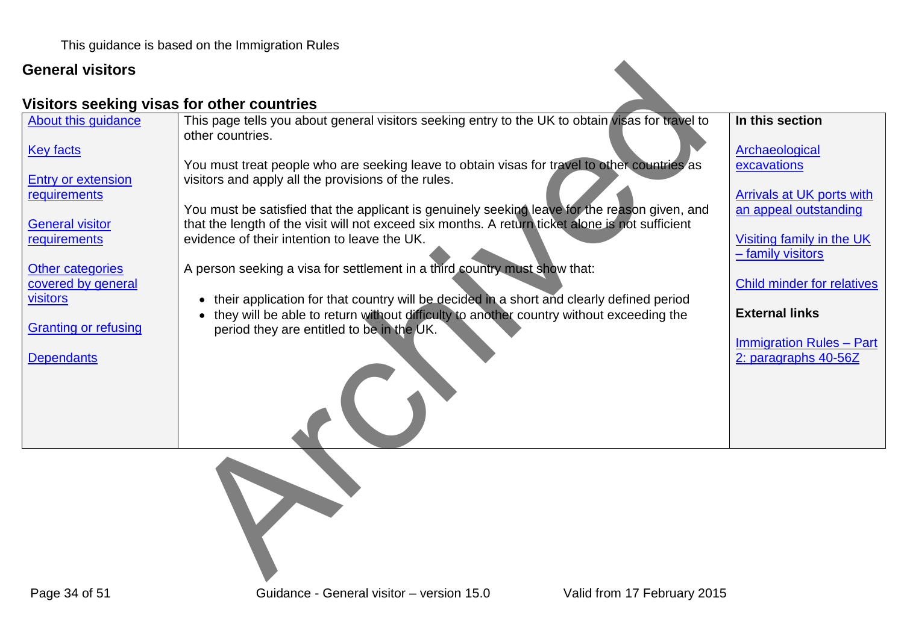This guidance is based on the Immigration Rules

## General visitors

### Visitors seeking visas for other countries

| | | |
|---|---|---|
| About this guidance<br><br>Key facts<br><br>Entry or extension requirements<br><br>General visitor requirements<br><br>Other categories covered by general visitors<br><br>Granting or refusing<br><br>Dependants | This page tells you about general visitors seeking entry to the UK to obtain visas for travel to other countries.<br><br>You must treat people who are seeking leave to obtain visas for travel to other countries as visitors and apply all the provisions of the rules.<br><br>You must be satisfied that the applicant is genuinely seeking leave for the reason given, and that the length of the visit will not exceed six months. A return ticket alone is not sufficient evidence of their intention to leave the UK.<br><br>A person seeking a visa for settlement in a third country must show that:<br><br>• their application for that country will be decided in a short and clearly defined period<br>• they will be able to return without difficulty to another country without exceeding the period they are entitled to be in the UK. | **In this section**<br><br>Archaeological excavations<br><br>Arrivals at UK ports with an appeal outstanding<br><br>Visiting family in the UK – family visitors<br><br>Child minder for relatives<br><br>**External links**<br><br>Immigration Rules – Part 2: paragraphs 40-56Z |

Archived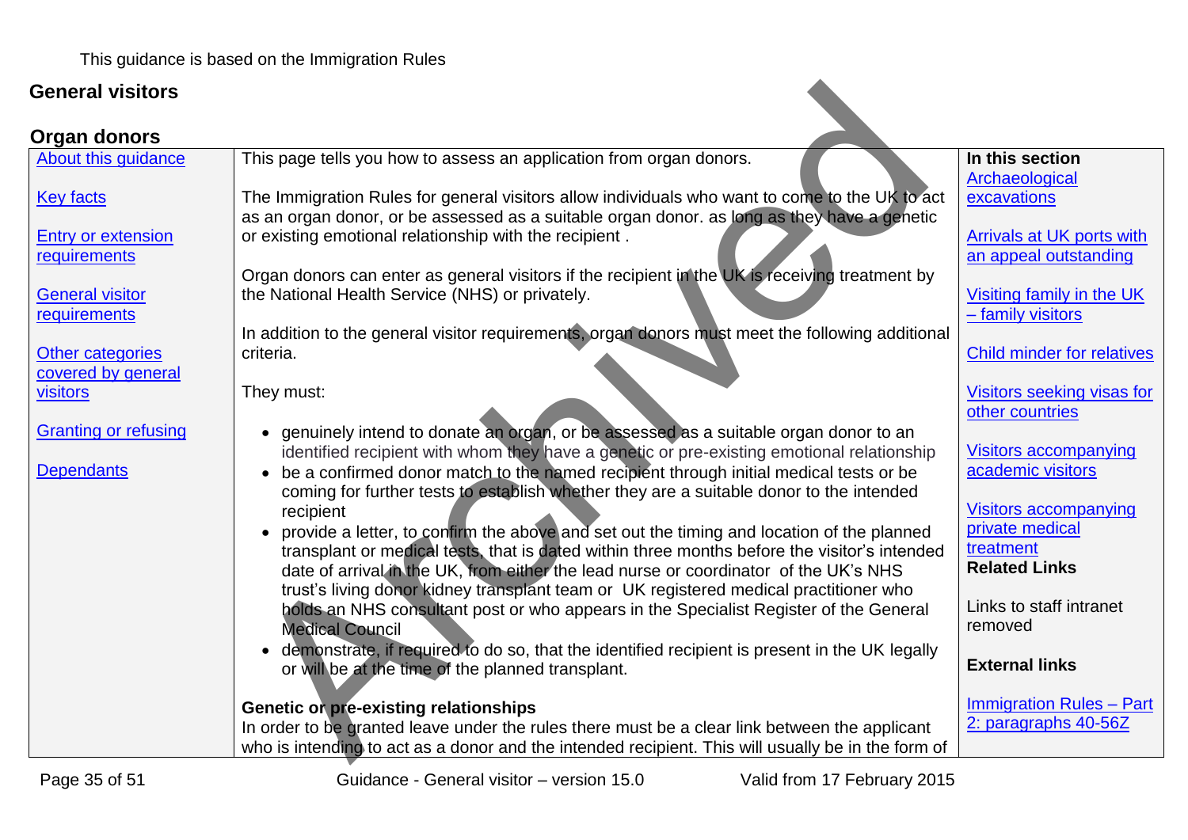This guidance is based on the Immigration Rules

# General visitors

## Organ donors

| | | |
|---|---|---|
| About this guidance<br><br>Key facts<br><br>Entry or extension requirements<br><br>General visitor requirements<br><br>Other categories covered by general visitors<br><br>Granting or refusing<br><br>Dependants | This page tells you how to assess an application from organ donors.<br><br>The Immigration Rules for general visitors allow individuals who want to come to the UK to act as an organ donor, or be assessed as a suitable organ donor. as long as they have a genetic or existing emotional relationship with the recipient .<br><br>Organ donors can enter as general visitors if the recipient in the UK is receiving treatment by the National Health Service (NHS) or privately.<br><br>In addition to the general visitor requirements, organ donors must meet the following additional criteria.<br><br>They must:<br><br>• genuinely intend to donate an organ, or be assessed as a suitable organ donor to an identified recipient with whom they have a genetic or pre-existing emotional relationship<br>• be a confirmed donor match to the named recipient through initial medical tests or be coming for further tests to establish whether they are a suitable donor to the intended recipient<br>• provide a letter, to confirm the above and set out the timing and location of the planned transplant or medical tests, that is dated within three months before the visitor's intended date of arrival in the UK, from either the lead nurse or coordinator of the UK's NHS trust's living donor kidney transplant team or UK registered medical practitioner who holds an NHS consultant post or who appears in the Specialist Register of the General Medical Council<br>• demonstrate, if required to do so, that the identified recipient is present in the UK legally or will be at the time of the planned transplant.<br><br>**Genetic or pre-existing relationships**<br>In order to be granted leave under the rules there must be a clear link between the applicant who is intending to act as a donor and the intended recipient. This will usually be in the form of | **In this section**<br>Archaeological excavations<br><br>Arrivals at UK ports with an appeal outstanding<br><br>Visiting family in the UK – family visitors<br><br>Child minder for relatives<br><br>Visitors seeking visas for other countries<br><br>Visitors accompanying academic visitors<br><br>Visitors accompanying private medical treatment<br>**Related Links**<br><br>Links to staff intranet removed<br><br>**External links**<br><br>Immigration Rules – Part 2: paragraphs 40-56Z |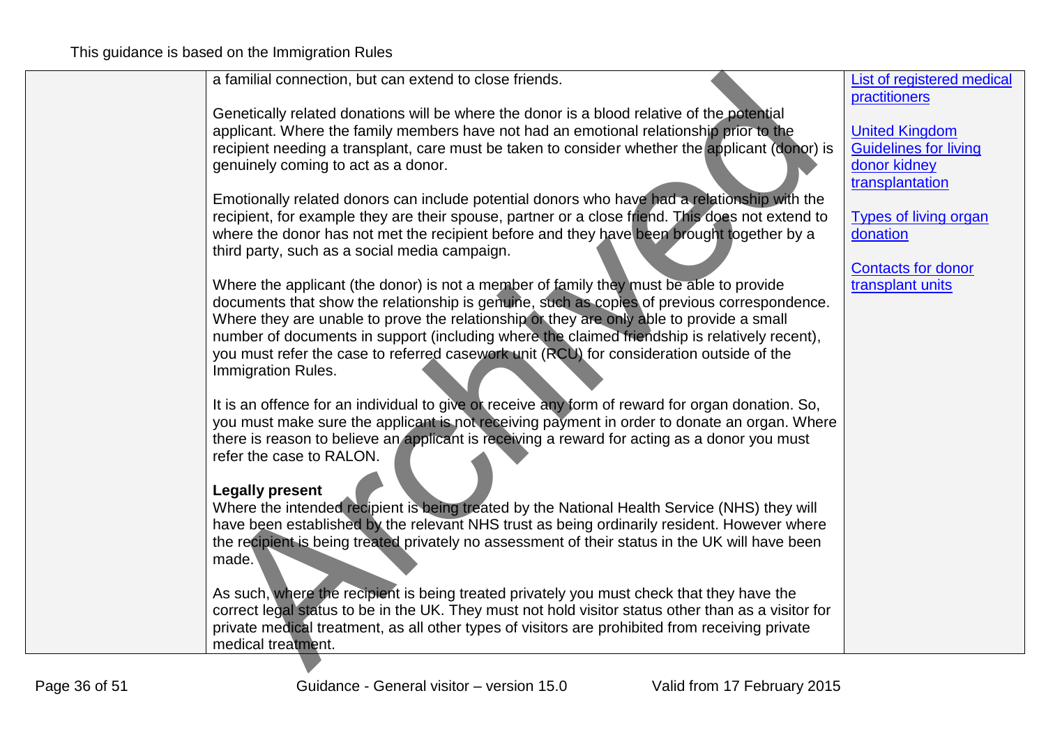a familial connection, but can extend to close friends.

Genetically related donations will be where the donor is a blood relative of the potential applicant. Where the family members have not had an emotional relationship prior to the recipient needing a transplant, care must be taken to consider whether the applicant (donor) is genuinely coming to act as a donor.

Emotionally related donors can include potential donors who have had a relationship with the recipient, for example they are their spouse, partner or a close friend. This does not extend to where the donor has not met the recipient before and they have been brought together by a third party, such as a social media campaign.

Where the applicant (the donor) is not a member of family they must be able to provide documents that show the relationship is genuine, such as copies of previous correspondence. Where they are unable to prove the relationship or they are only able to provide a small number of documents in support (including where the claimed friendship is relatively recent), you must refer the case to referred casework unit (RCU) for consideration outside of the Immigration Rules.

It is an offence for an individual to give or receive any form of reward for organ donation. So, you must make sure the applicant is not receiving payment in order to donate an organ. Where there is reason to believe an applicant is receiving a reward for acting as a donor you must refer the case to RALON.

**Legally present**

Where the intended recipient is being treated by the National Health Service (NHS) they will have been established by the relevant NHS trust as being ordinarily resident. However where the recipient is being treated privately no assessment of their status in the UK will have been made.

As such, where the recipient is being treated privately you must check that they have the correct legal status to be in the UK. They must not hold visitor status other than as a visitor for private medical treatment, as all other types of visitors are prohibited from receiving private medical treatment.

List of registered medical practitioners

United Kingdom Guidelines for living donor kidney transplantation

Types of living organ donation

Contacts for donor transplant units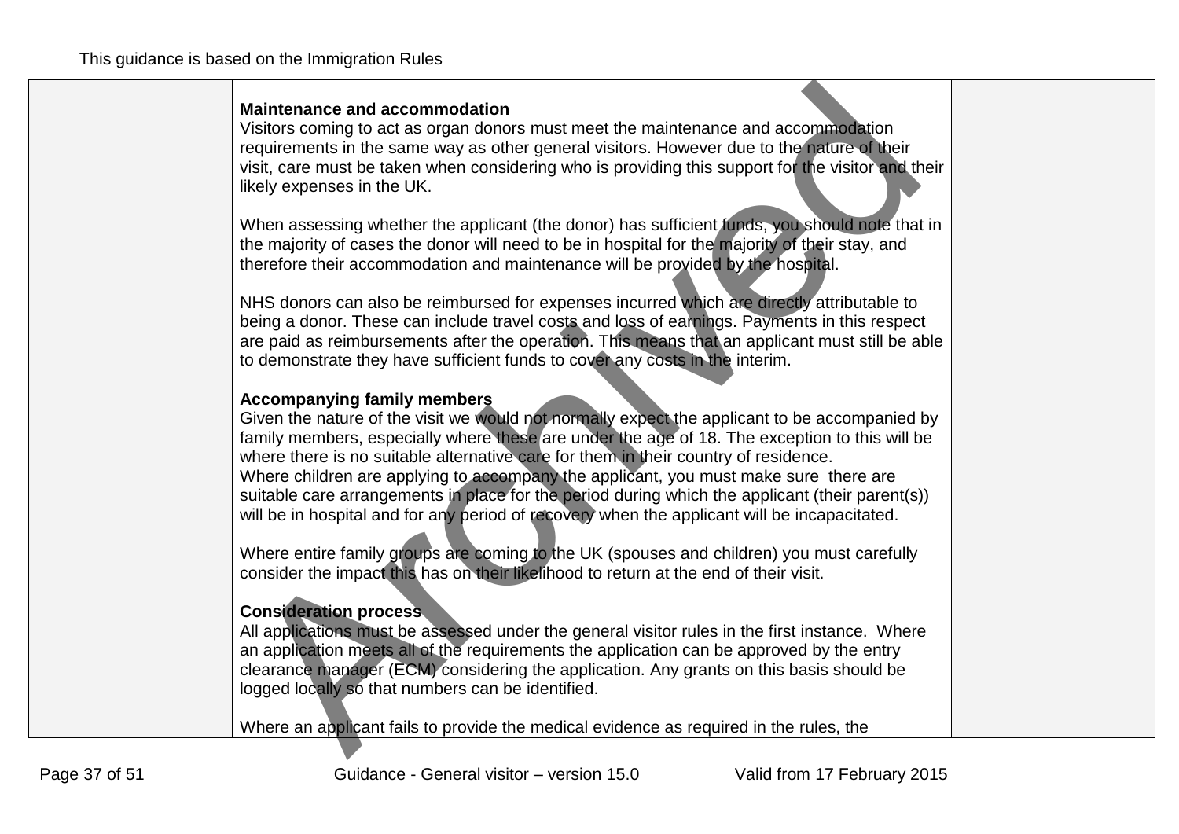**Maintenance and accommodation**

Visitors coming to act as organ donors must meet the maintenance and accommodation requirements in the same way as other general visitors. However due to the nature of their visit, care must be taken when considering who is providing this support for the visitor and their likely expenses in the UK.

When assessing whether the applicant (the donor) has sufficient funds, you should note that in the majority of cases the donor will need to be in hospital for the majority of their stay, and therefore their accommodation and maintenance will be provided by the hospital.

NHS donors can also be reimbursed for expenses incurred which are directly attributable to being a donor. These can include travel costs and loss of earnings. Payments in this respect are paid as reimbursements after the operation. This means that an applicant must still be able to demonstrate they have sufficient funds to cover any costs in the interim.

**Accompanying family members**

Given the nature of the visit we would not normally expect the applicant to be accompanied by family members, especially where these are under the age of 18. The exception to this will be where there is no suitable alternative care for them in their country of residence.
Where children are applying to accompany the applicant, you must make sure there are suitable care arrangements in place for the period during which the applicant (their parent(s)) will be in hospital and for any period of recovery when the applicant will be incapacitated.

Where entire family groups are coming to the UK (spouses and children) you must carefully consider the impact this has on their likelihood to return at the end of their visit.

**Consideration process**

All applications must be assessed under the general visitor rules in the first instance. Where an application meets all of the requirements the application can be approved by the entry clearance manager (ECM) considering the application. Any grants on this basis should be logged locally so that numbers can be identified.

Where an applicant fails to provide the medical evidence as required in the rules, the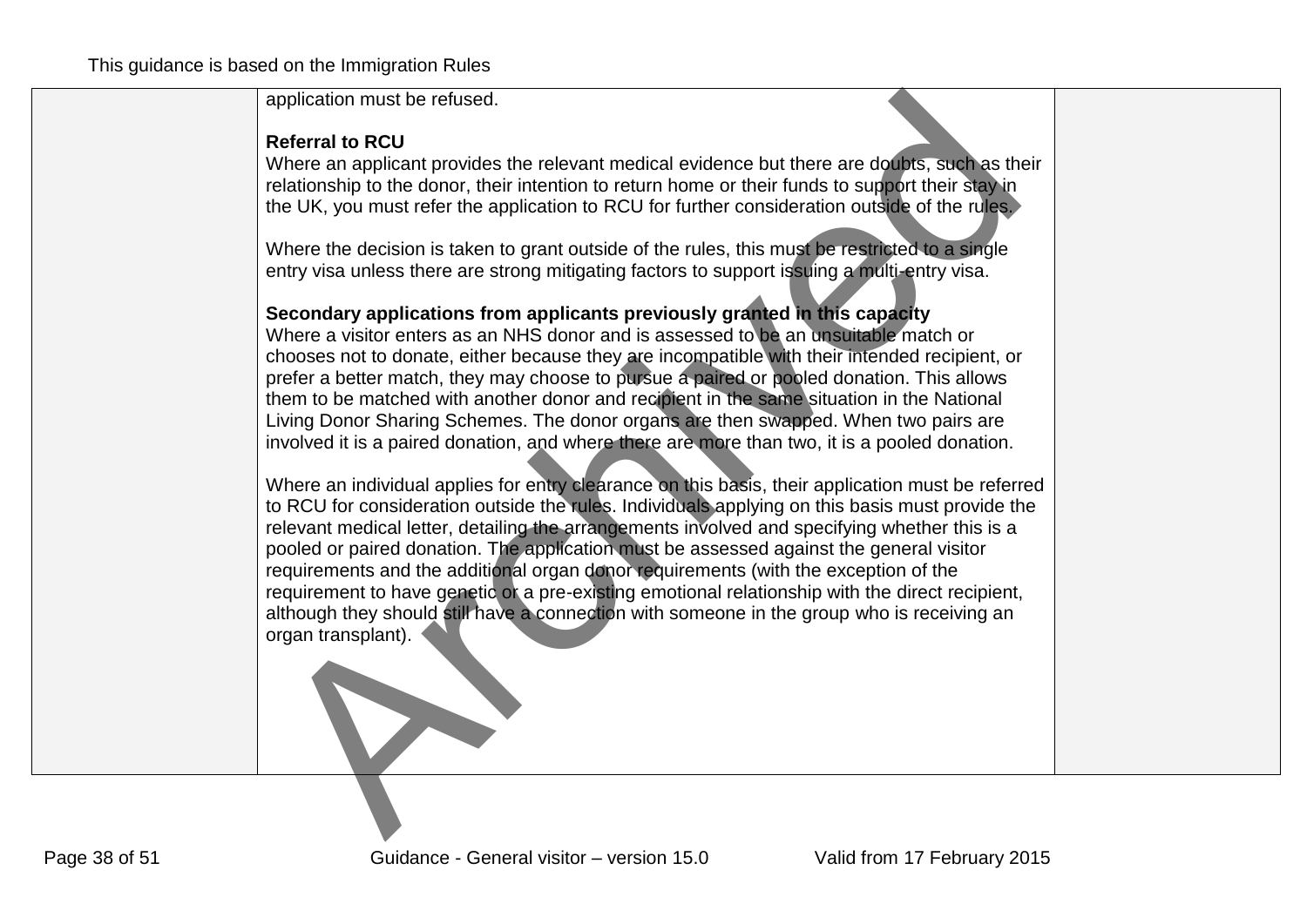application must be refused.

**Referral to RCU**

Where an applicant provides the relevant medical evidence but there are doubts, such as their relationship to the donor, their intention to return home or their funds to support their stay in the UK, you must refer the application to RCU for further consideration outside of the rules.

Where the decision is taken to grant outside of the rules, this must be restricted to a single entry visa unless there are strong mitigating factors to support issuing a multi-entry visa.

**Secondary applications from applicants previously granted in this capacity**

Where a visitor enters as an NHS donor and is assessed to be an unsuitable match or chooses not to donate, either because they are incompatible with their intended recipient, or prefer a better match, they may choose to pursue a paired or pooled donation. This allows them to be matched with another donor and recipient in the same situation in the National Living Donor Sharing Schemes. The donor organs are then swapped. When two pairs are involved it is a paired donation, and where there are more than two, it is a pooled donation.

Where an individual applies for entry clearance on this basis, their application must be referred to RCU for consideration outside the rules. Individuals applying on this basis must provide the relevant medical letter, detailing the arrangements involved and specifying whether this is a pooled or paired donation. The application must be assessed against the general visitor requirements and the additional organ donor requirements (with the exception of the requirement to have genetic or a pre-existing emotional relationship with the direct recipient, although they should still have a connection with someone in the group who is receiving an organ transplant).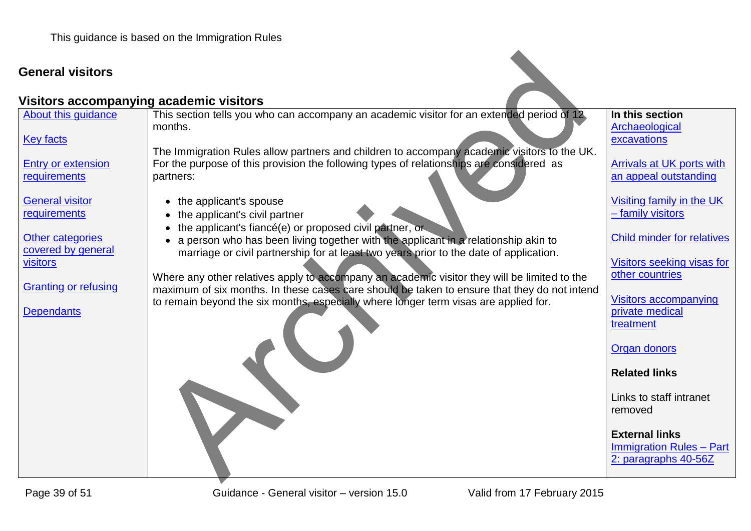This guidance is based on the Immigration Rules

## General visitors

### Visitors accompanying academic visitors

| | | |
|---|---|---|
| About this guidance<br><br>Key facts<br><br>Entry or extension requirements<br><br>General visitor requirements<br><br>Other categories covered by general visitors<br><br>Granting or refusing<br><br>Dependants | This section tells you who can accompany an academic visitor for an extended period of 12 months.<br><br>The Immigration Rules allow partners and children to accompany academic visitors to the UK. For the purpose of this provision the following types of relationships are considered as partners:<br><br>• the applicant's spouse<br>• the applicant's civil partner<br>• the applicant's fiancé(e) or proposed civil partner, or<br>• a person who has been living together with the applicant in a relationship akin to marriage or civil partnership for at least two years prior to the date of application.<br><br>Where any other relatives apply to accompany an academic visitor they will be limited to the maximum of six months. In these cases care should be taken to ensure that they do not intend to remain beyond the six months, especially where longer term visas are applied for. | **In this section**<br>Archaeological excavations<br><br>Arrivals at UK ports with an appeal outstanding<br><br>Visiting family in the UK – family visitors<br><br>Child minder for relatives<br><br>Visitors seeking visas for other countries<br><br>Visitors accompanying private medical treatment<br><br>Organ donors<br><br>**Related links**<br><br>Links to staff intranet removed<br><br>**External links**<br>Immigration Rules – Part 2: paragraphs 40-56Z |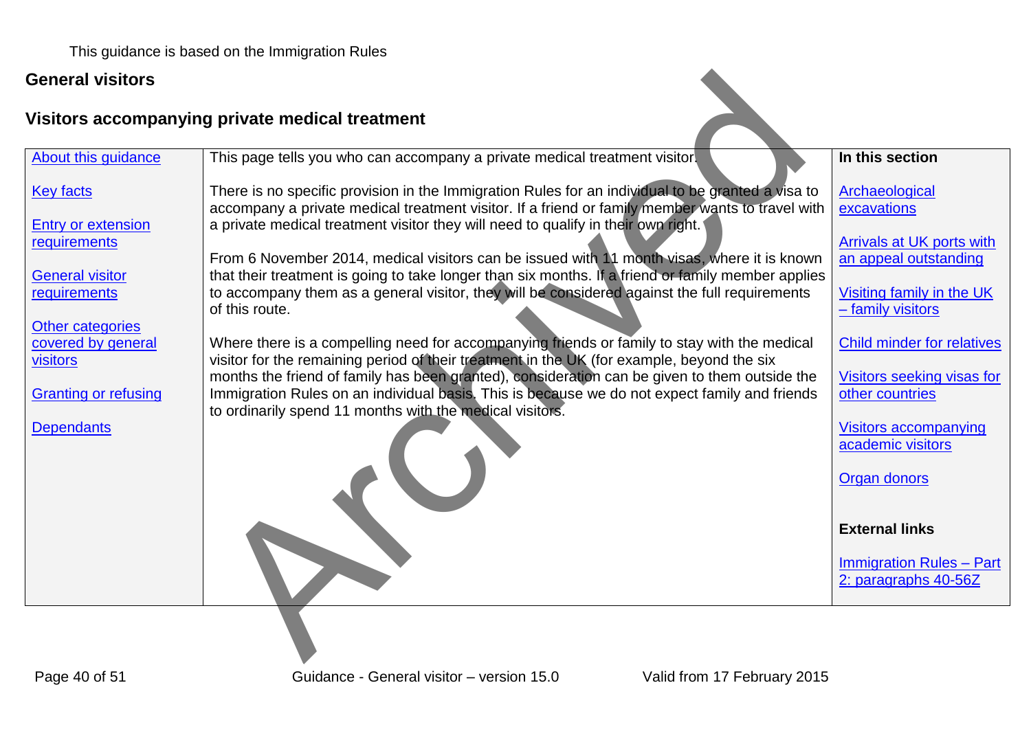This guidance is based on the Immigration Rules

## General visitors

## Visitors accompanying private medical treatment

| | | |
|---|---|---|
| [About this guidance](#)<br><br>[Key facts](#)<br><br>[Entry or extension requirements](#)<br><br>[General visitor requirements](#)<br><br>[Other categories covered by general visitors](#)<br><br>[Granting or refusing](#)<br><br>[Dependants](#) | This page tells you who can accompany a private medical treatment visitor.<br><br>There is no specific provision in the Immigration Rules for an individual to be granted a visa to accompany a private medical treatment visitor. If a friend or family member wants to travel with a private medical treatment visitor they will need to qualify in their own right.<br><br>From 6 November 2014, medical visitors can be issued with 11 month visas, where it is known that their treatment is going to take longer than six months. If a friend or family member applies to accompany them as a general visitor, they will be considered against the full requirements of this route.<br><br>Where there is a compelling need for accompanying friends or family to stay with the medical visitor for the remaining period of their treatment in the UK (for example, beyond the six months the friend of family has been granted), consideration can be given to them outside the Immigration Rules on an individual basis. This is because we do not expect family and friends to ordinarily spend 11 months with the medical visitors. | **In this section**<br><br>[Archaeological excavations](#)<br><br>[Arrivals at UK ports with an appeal outstanding](#)<br><br>[Visiting family in the UK – family visitors](#)<br><br>[Child minder for relatives](#)<br><br>[Visitors seeking visas for other countries](#)<br><br>[Visitors accompanying academic visitors](#)<br><br>[Organ donors](#)<br><br>**External links**<br><br>[Immigration Rules – Part 2: paragraphs 40-56Z](#) |

Archived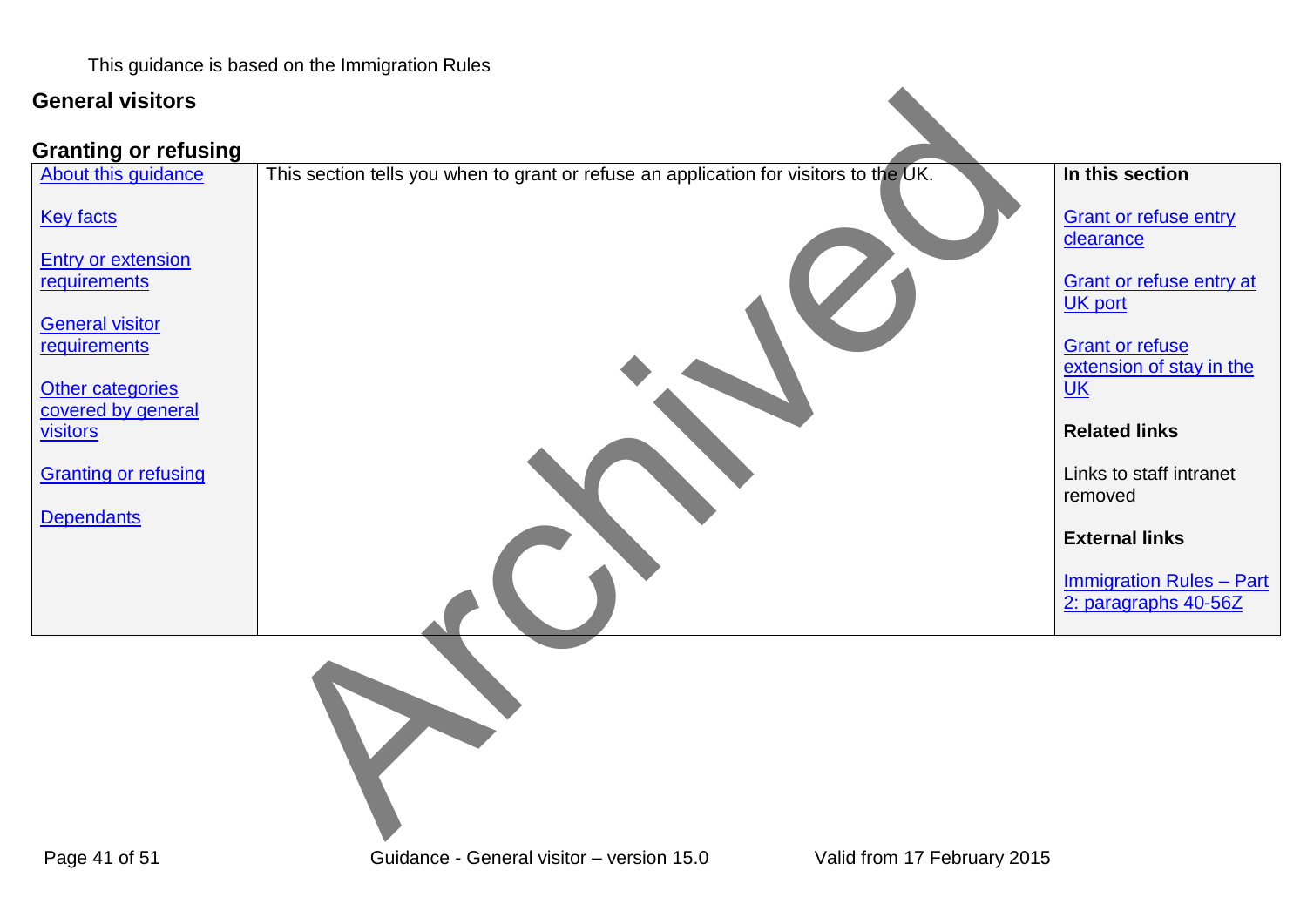This guidance is based on the Immigration Rules

## General visitors

### Granting or refusing

| | | |
|---|---|---|
| About this guidance<br><br>Key facts<br><br>Entry or extension requirements<br><br>General visitor requirements<br><br>Other categories covered by general visitors<br><br>Granting or refusing<br><br>Dependants | This section tells you when to grant or refuse an application for visitors to the UK. | **In this section**<br><br>Grant or refuse entry clearance<br><br>Grant or refuse entry at UK port<br><br>Grant or refuse extension of stay in the UK<br><br>**Related links**<br><br>Links to staff intranet removed<br><br>**External links**<br><br>Immigration Rules – Part 2: paragraphs 40-56Z |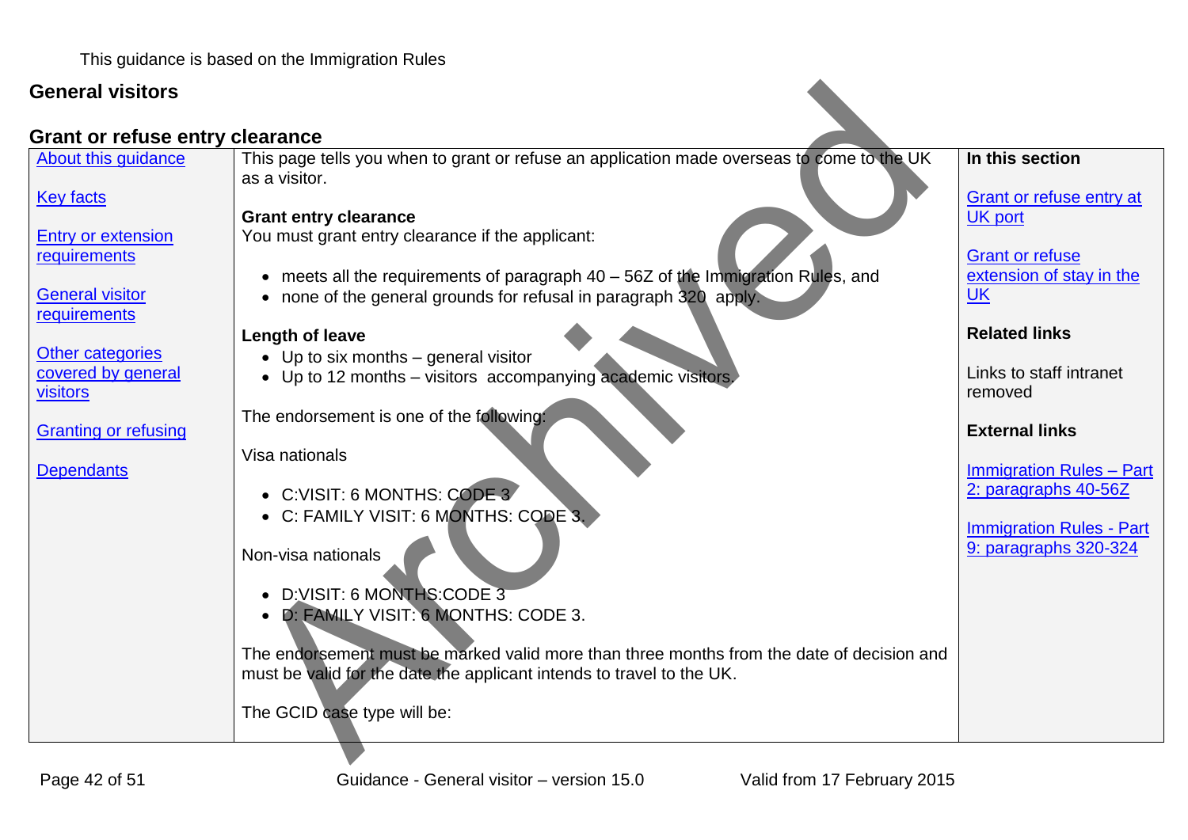This guidance is based on the Immigration Rules

# General visitors

## Grant or refuse entry clearance

| | | |
|---|---|---|
| [About this guidance](#)<br><br>[Key facts](#)<br><br>[Entry or extension requirements](#)<br><br>[General visitor requirements](#)<br><br>[Other categories covered by general visitors](#)<br><br>[Granting or refusing](#)<br><br>[Dependants](#) | This page tells you when to grant or refuse an application made overseas to come to the UK as a visitor.<br><br>**Grant entry clearance**<br>You must grant entry clearance if the applicant:<br><br>• meets all the requirements of paragraph 40 – 56Z of the Immigration Rules, and<br>• none of the general grounds for refusal in paragraph 320 apply.<br><br>**Length of leave**<br>• Up to six months – general visitor<br>• Up to 12 months – visitors accompanying academic visitors.<br><br>The endorsement is one of the following:<br><br>Visa nationals<br><br>• C:VISIT: 6 MONTHS: CODE 3<br>• C: FAMILY VISIT: 6 MONTHS: CODE 3.<br><br>Non-visa nationals<br><br>• D:VISIT: 6 MONTHS:CODE 3<br>• D: FAMILY VISIT: 6 MONTHS: CODE 3.<br><br>The endorsement must be marked valid more than three months from the date of decision and must be valid for the date the applicant intends to travel to the UK.<br><br>The GCID case type will be: | **In this section**<br><br>[Grant or refuse entry at UK port](#)<br><br>[Grant or refuse extension of stay in the UK](#)<br><br>**Related links**<br><br>Links to staff intranet removed<br><br>**External links**<br><br>[Immigration Rules – Part 2: paragraphs 40-56Z](#)<br><br>[Immigration Rules - Part 9: paragraphs 320-324](#) |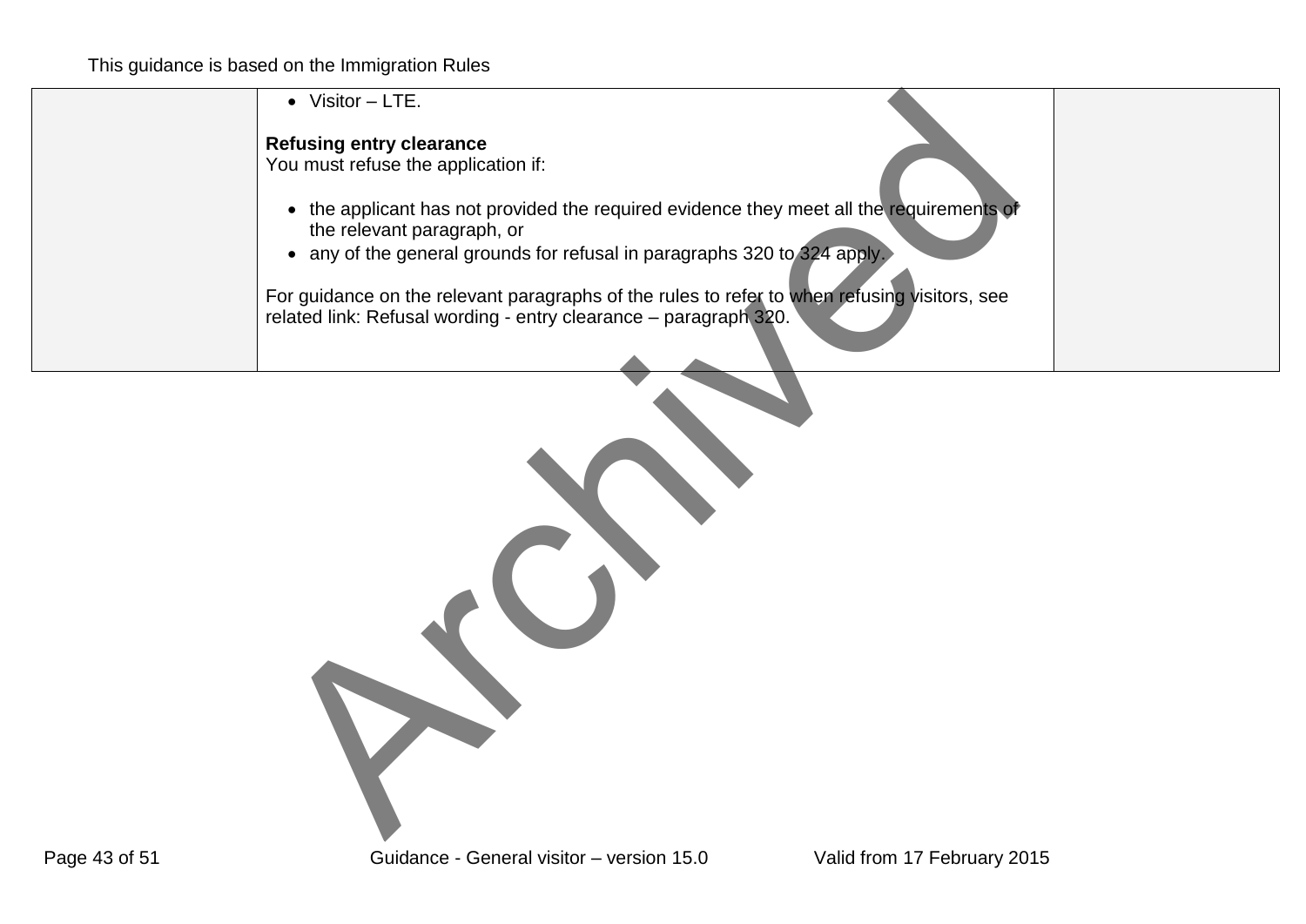| | • Visitor – LTE.<br><br>**Refusing entry clearance**<br>You must refuse the application if:<br><br>• the applicant has not provided the required evidence they meet all the requirements of the relevant paragraph, or<br>• any of the general grounds for refusal in paragraphs 320 to 324 apply.<br><br>For guidance on the relevant paragraphs of the rules to refer to when refusing visitors, see related link: Refusal wording - entry clearance – paragraph 320. | |
|---|---|---|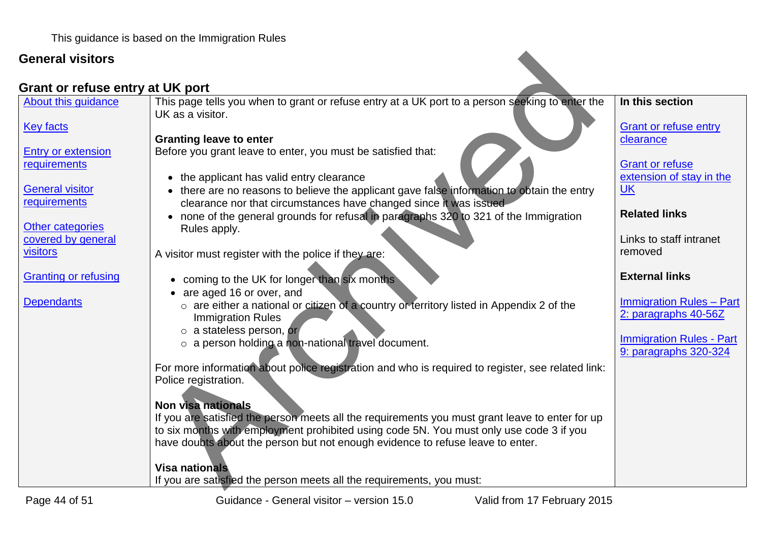This guidance is based on the Immigration Rules

## General visitors

### Grant or refuse entry at UK port

| | | |
|---|---|---|
| About this guidance<br><br>Key facts<br><br>Entry or extension requirements<br><br>General visitor requirements<br><br>Other categories covered by general visitors<br><br>Granting or refusing<br><br>Dependants | This page tells you when to grant or refuse entry at a UK port to a person seeking to enter the UK as a visitor.<br><br>**Granting leave to enter**<br>Before you grant leave to enter, you must be satisfied that:<br><br>• the applicant has valid entry clearance<br>• there are no reasons to believe the applicant gave false information to obtain the entry clearance nor that circumstances have changed since it was issued<br>• none of the general grounds for refusal in paragraphs 320 to 321 of the Immigration Rules apply.<br><br>A visitor must register with the police if they are:<br><br>• coming to the UK for longer than six months<br>• are aged 16 or over, and<br>  ○ are either a national or citizen of a country or territory listed in Appendix 2 of the Immigration Rules<br>  ○ a stateless person, or<br>  ○ a person holding a non-national travel document.<br><br>For more information about police registration and who is required to register, see related link: Police registration.<br><br>**Non visa nationals**<br>If you are satisfied the person meets all the requirements you must grant leave to enter for up to six months with employment prohibited using code 5N. You must only use code 3 if you have doubts about the person but not enough evidence to refuse leave to enter.<br><br>**Visa nationals**<br>If you are satisfied the person meets all the requirements, you must: | **In this section**<br><br>Grant or refuse entry clearance<br><br>Grant or refuse extension of stay in the UK<br><br>**Related links**<br><br>Links to staff intranet removed<br><br>**External links**<br><br>Immigration Rules – Part 2: paragraphs 40-56Z<br><br>Immigration Rules - Part 9: paragraphs 320-324 |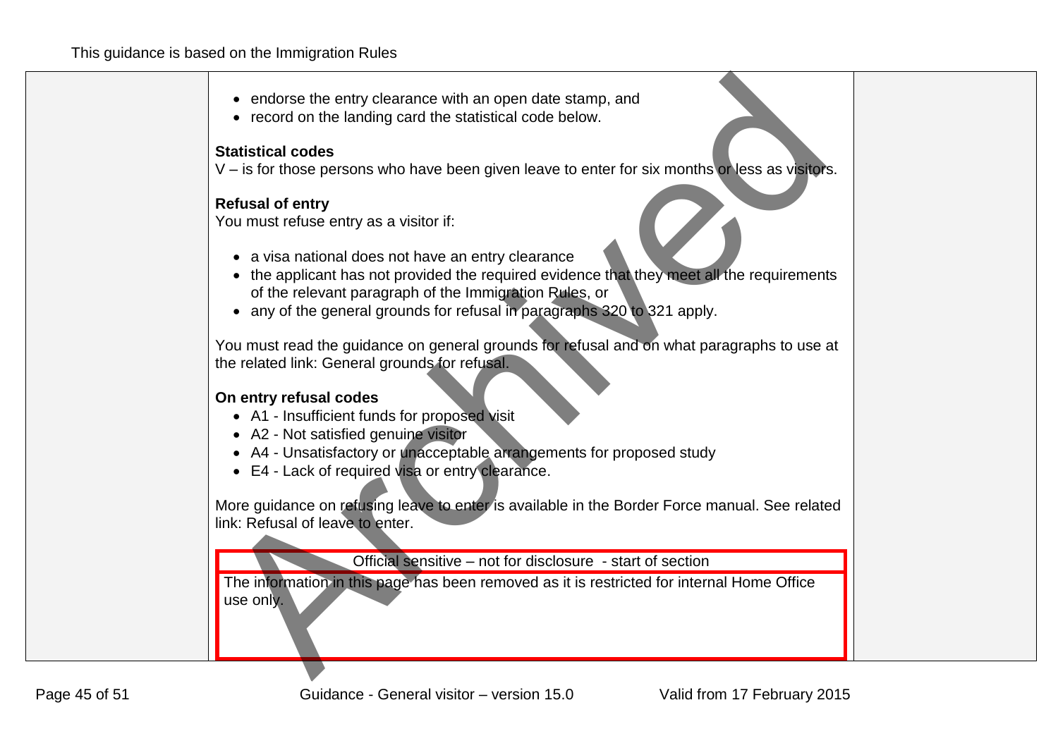- endorse the entry clearance with an open date stamp, and
- record on the landing card the statistical code below.

**Statistical codes**

V – is for those persons who have been given leave to enter for six months or less as visitors.

**Refusal of entry**

You must refuse entry as a visitor if:

- a visa national does not have an entry clearance
- the applicant has not provided the required evidence that they meet all the requirements of the relevant paragraph of the Immigration Rules, or
- any of the general grounds for refusal in paragraphs 320 to 321 apply.

You must read the guidance on general grounds for refusal and on what paragraphs to use at the related link: General grounds for refusal.

**On entry refusal codes**

- A1 - Insufficient funds for proposed visit
- A2 - Not satisfied genuine visitor
- A4 - Unsatisfactory or unacceptable arrangements for proposed study
- E4 - Lack of required visa or entry clearance.

More guidance on refusing leave to enter is available in the Border Force manual. See related link: Refusal of leave to enter.

| Official sensitive – not for disclosure - start of section |
| --- |
| The information in this page has been removed as it is restricted for internal Home Office use only. |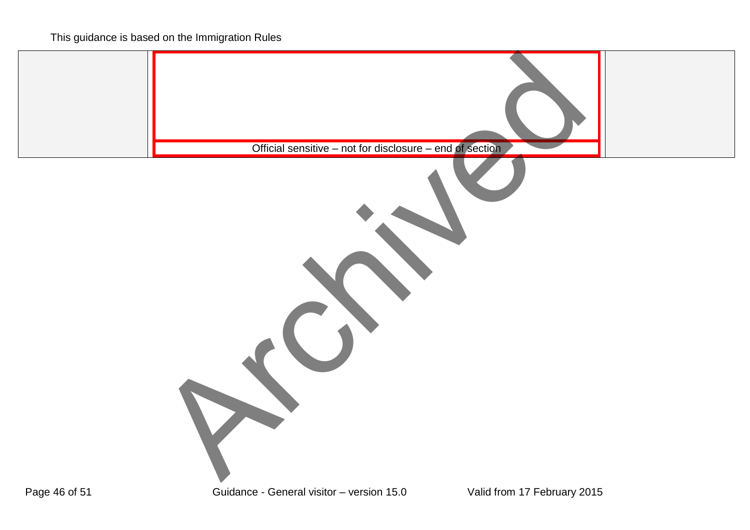This guidance is based on the Immigration Rules

| | | |
|---|---|---|
| | | |
| | Official sensitive – not for disclosure – end of section | |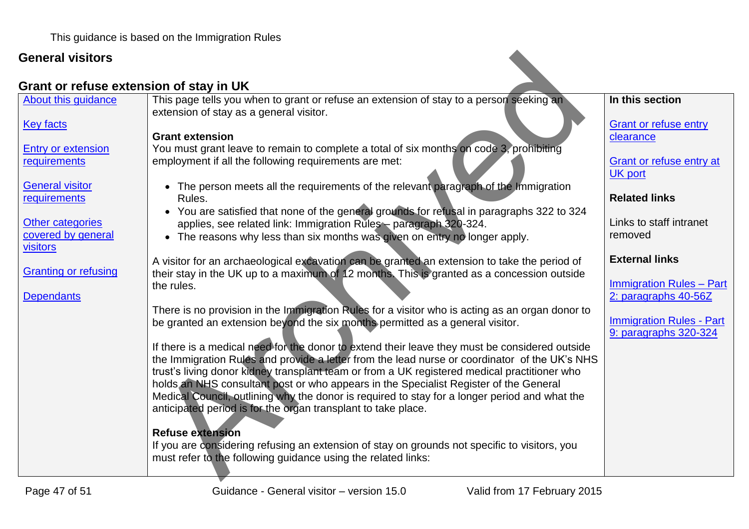This guidance is based on the Immigration Rules

## General visitors

### Grant or refuse extension of stay in UK

About this guidance

Key facts

Entry or extension requirements

General visitor requirements

Other categories covered by general visitors

Granting or refusing

Dependants

This page tells you when to grant or refuse an extension of stay to a person seeking an extension of stay as a general visitor.

**Grant extension**

You must grant leave to remain to complete a total of six months on code 3, prohibiting employment if all the following requirements are met:

- The person meets all the requirements of the relevant paragraph of the Immigration Rules.
- You are satisfied that none of the general grounds for refusal in paragraphs 322 to 324 applies, see related link: Immigration Rules – paragraph 320-324.
- The reasons why less than six months was given on entry no longer apply.

A visitor for an archaeological excavation can be granted an extension to take the period of their stay in the UK up to a maximum of 12 months. This is granted as a concession outside the rules.

There is no provision in the Immigration Rules for a visitor who is acting as an organ donor to be granted an extension beyond the six months permitted as a general visitor.

If there is a medical need for the donor to extend their leave they must be considered outside the Immigration Rules and provide a letter from the lead nurse or coordinator of the UK's NHS trust's living donor kidney transplant team or from a UK registered medical practitioner who holds an NHS consultant post or who appears in the Specialist Register of the General Medical Council, outlining why the donor is required to stay for a longer period and what the anticipated period is for the organ transplant to take place.

**Refuse extension**

If you are considering refusing an extension of stay on grounds not specific to visitors, you must refer to the following guidance using the related links:

**In this section**

Grant or refuse entry clearance

Grant or refuse entry at UK port

**Related links**

Links to staff intranet removed

**External links**

Immigration Rules – Part 2: paragraphs 40-56Z

Immigration Rules - Part 9: paragraphs 320-324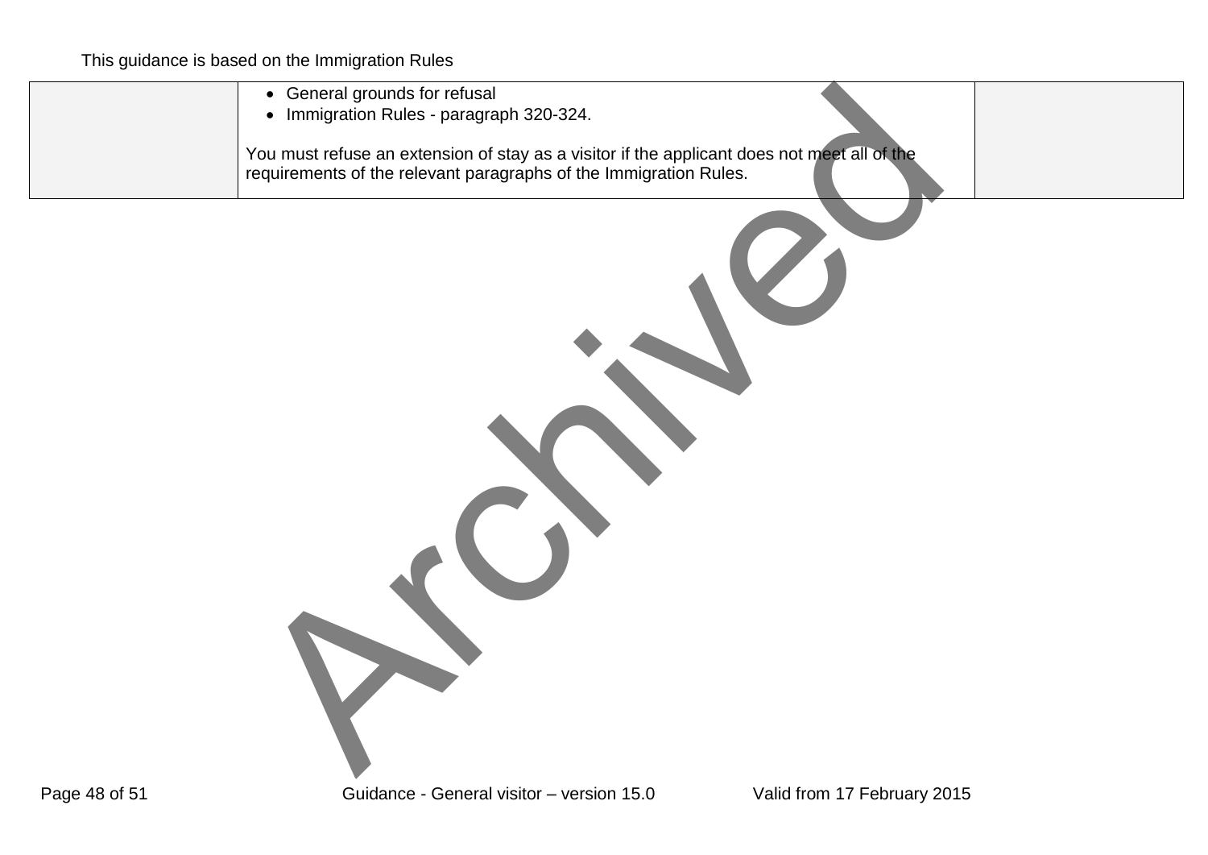| | | |
|---|---|---|
| | • General grounds for refusal<br>• Immigration Rules - paragraph 320-324.<br><br>You must refuse an extension of stay as a visitor if the applicant does not meet all of the requirements of the relevant paragraphs of the Immigration Rules. | |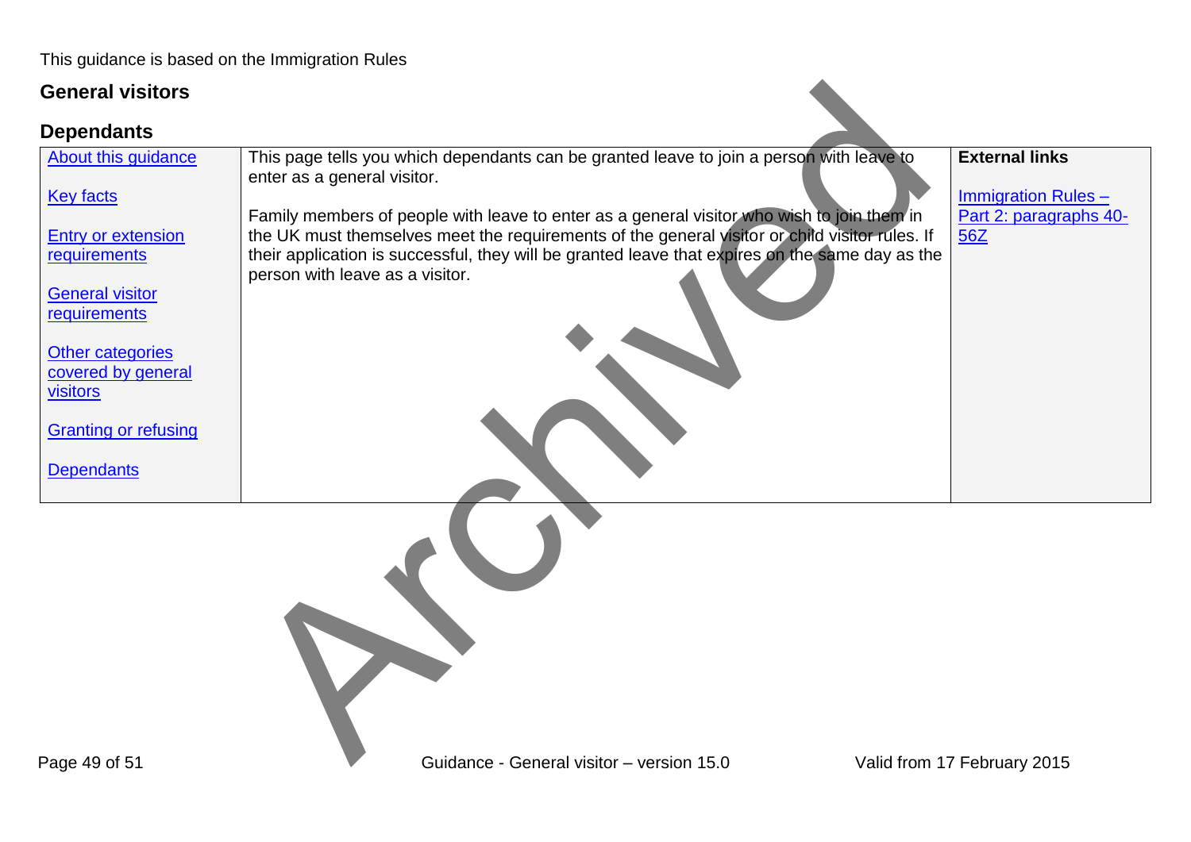This guidance is based on the Immigration Rules

## General visitors

### Dependants

| About this guidance<br><br>Key facts<br><br>Entry or extension requirements<br><br>General visitor requirements<br><br>Other categories covered by general visitors<br><br>Granting or refusing<br><br>Dependants | This page tells you which dependants can be granted leave to join a person with leave to enter as a general visitor.<br><br>Family members of people with leave to enter as a general visitor who wish to join them in the UK must themselves meet the requirements of the general visitor or child visitor rules. If their application is successful, they will be granted leave that expires on the same day as the person with leave as a visitor. | **External links**<br><br>Immigration Rules – Part 2: paragraphs 40-56Z |
|---|---|---|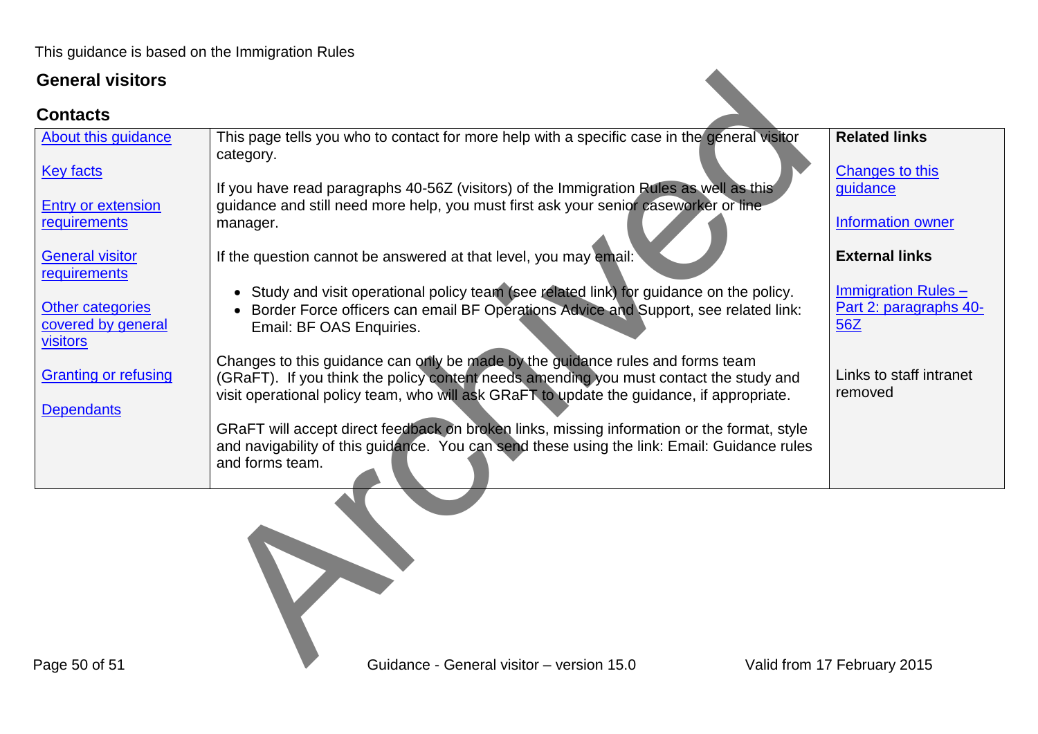This guidance is based on the Immigration Rules

## General visitors

### Contacts

| | | |
|---|---|---|
| About this guidance<br><br>Key facts<br><br>Entry or extension requirements<br><br>General visitor requirements<br><br>Other categories covered by general visitors<br><br>Granting or refusing<br><br>Dependants | This page tells you who to contact for more help with a specific case in the general visitor category.<br><br>If you have read paragraphs 40-56Z (visitors) of the Immigration Rules as well as this guidance and still need more help, you must first ask your senior caseworker or line manager.<br><br>If the question cannot be answered at that level, you may email:<br><br>• Study and visit operational policy team (see related link) for guidance on the policy.<br>• Border Force officers can email BF Operations Advice and Support, see related link: Email: BF OAS Enquiries.<br><br>Changes to this guidance can only be made by the guidance rules and forms team (GRaFT). If you think the policy content needs amending you must contact the study and visit operational policy team, who will ask GRaFT to update the guidance, if appropriate.<br><br>GRaFT will accept direct feedback on broken links, missing information or the format, style and navigability of this guidance. You can send these using the link: Email: Guidance rules and forms team. | **Related links**<br><br>Changes to this guidance<br><br>Information owner<br><br>**External links**<br><br>Immigration Rules – Part 2: paragraphs 40-56Z<br><br>Links to staff intranet removed |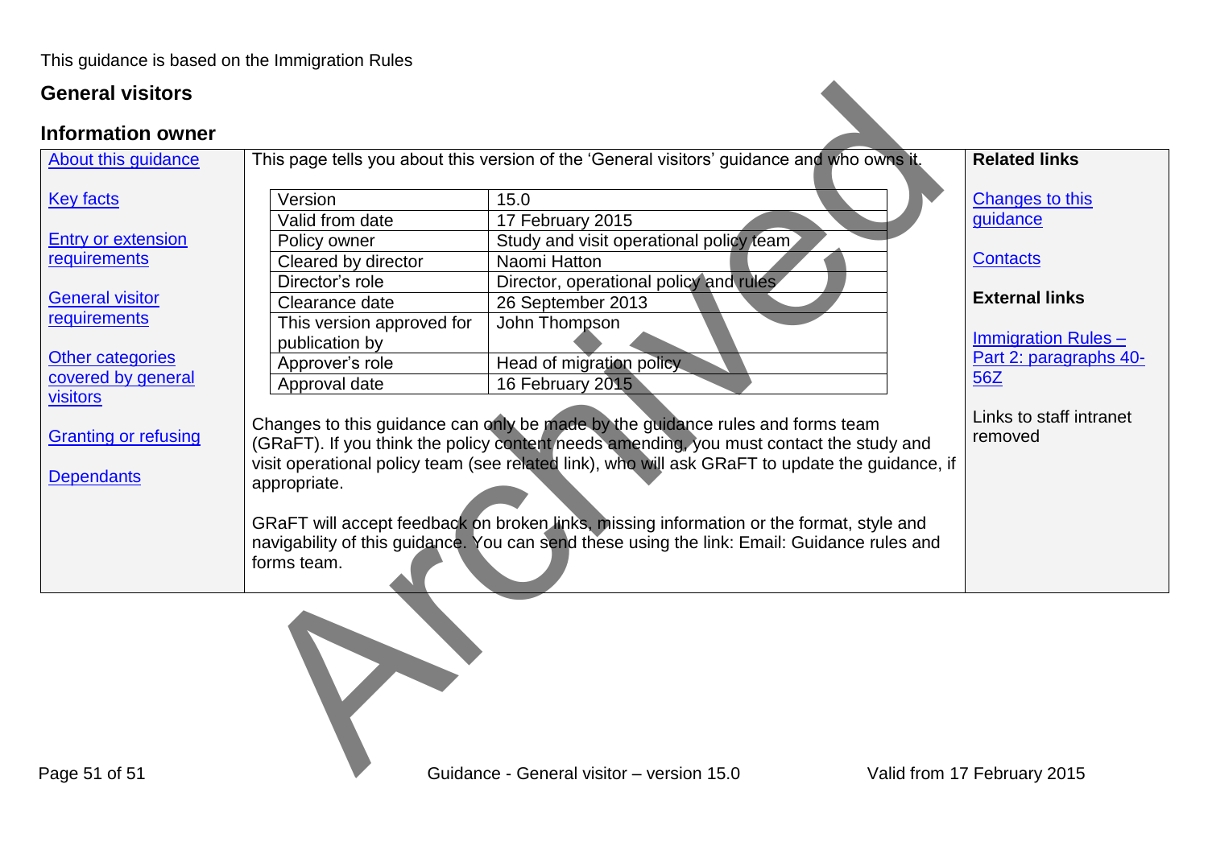This guidance is based on the Immigration Rules

## General visitors

### Information owner

About this guidance

Key facts

Entry or extension requirements

General visitor requirements

Other categories covered by general visitors

Granting or refusing

Dependants

This page tells you about this version of the 'General visitors' guidance and who owns it.

| | |
|---|---|
| Version | 15.0 |
| Valid from date | 17 February 2015 |
| Policy owner | Study and visit operational policy team |
| Cleared by director | Naomi Hatton |
| Director's role | Director, operational policy and rules |
| Clearance date | 26 September 2013 |
| This version approved for publication by | John Thompson |
| Approver's role | Head of migration policy |
| Approval date | 16 February 2015 |

Changes to this guidance can only be made by the guidance rules and forms team (GRaFT). If you think the policy content needs amending, you must contact the study and visit operational policy team (see related link), who will ask GRaFT to update the guidance, if appropriate.

GRaFT will accept feedback on broken links, missing information or the format, style and navigability of this guidance. You can send these using the link: Email: Guidance rules and forms team.

**Related links**

Changes to this guidance

Contacts

**External links**

Immigration Rules – Part 2: paragraphs 40-56Z

Links to staff intranet removed

Archived